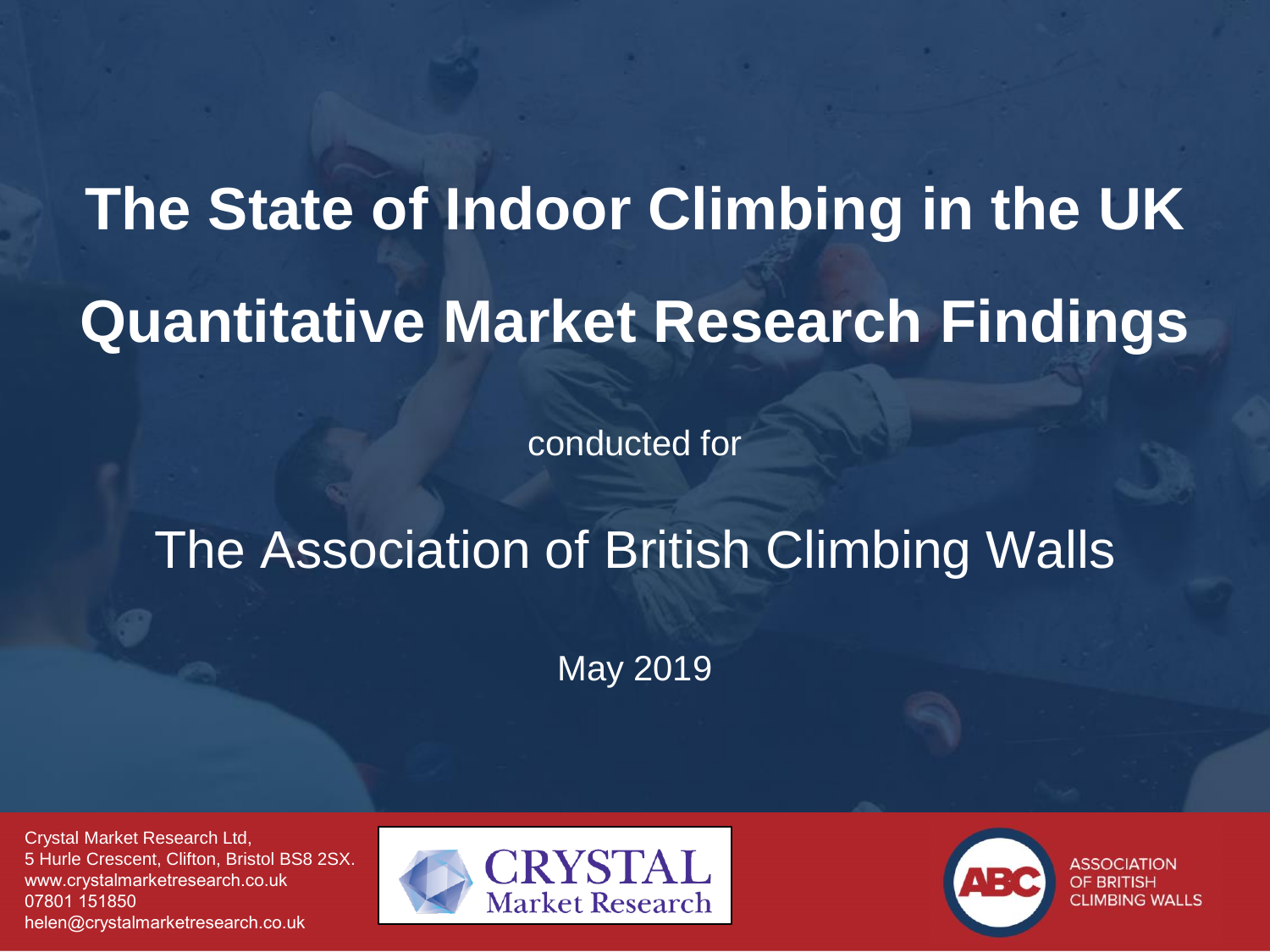# The State of Indoor Climbing in the UK

# Quantitative Market Research Findings

conducted for

## The Association of British Climbing Walls

May 2019

Crystal Market Research Ltd,
5 Hurle Crescent, Clifton, Bristol BS8 2SX.
www.crystalmarketresearch.co.uk
07801 151850
helen@crystalmarketresearch.co.uk

CRYSTAL Market Research

ASSOCIATION OF BRITISH CLIMBING WALLS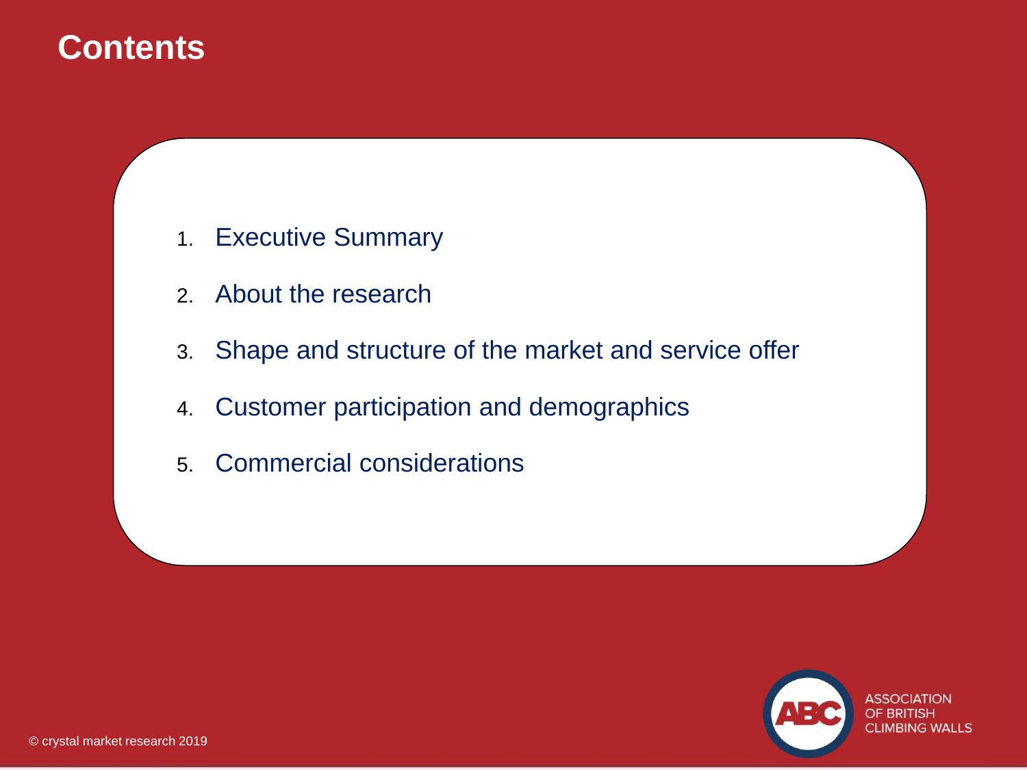# Contents

1. Executive Summary
2. About the research
3. Shape and structure of the market and service offer
4. Customer participation and demographics
5. Commercial considerations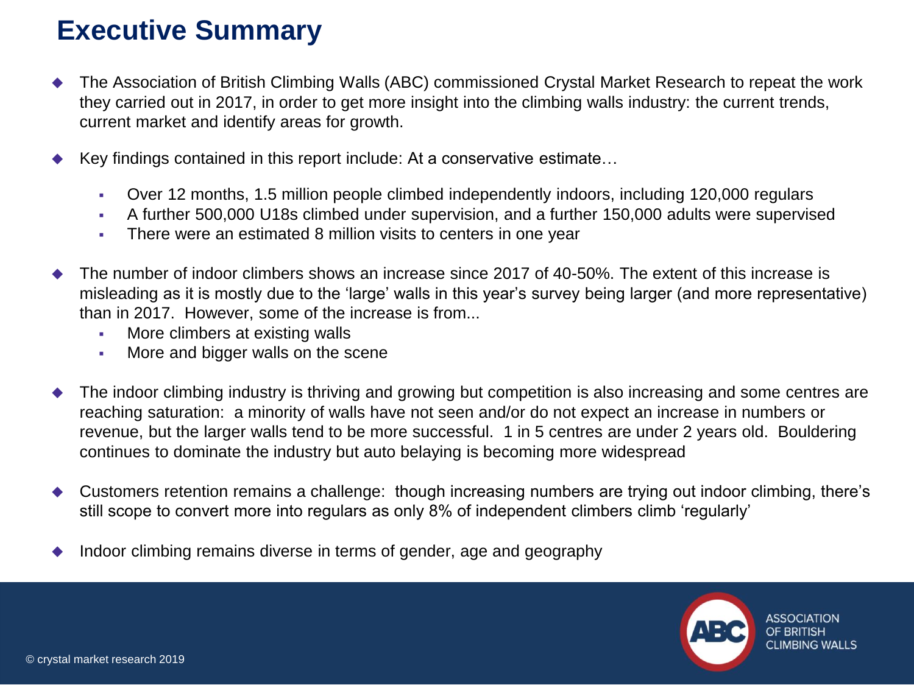# Executive Summary

- The Association of British Climbing Walls (ABC) commissioned Crystal Market Research to repeat the work they carried out in 2017, in order to get more insight into the climbing walls industry: the current trends, current market and identify areas for growth.
- Key findings contained in this report include: At a conservative estimate…
  - Over 12 months, 1.5 million people climbed independently indoors, including 120,000 regulars
  - A further 500,000 U18s climbed under supervision, and a further 150,000 adults were supervised
  - There were an estimated 8 million visits to centers in one year
- The number of indoor climbers shows an increase since 2017 of 40-50%. The extent of this increase is misleading as it is mostly due to the 'large' walls in this year's survey being larger (and more representative) than in 2017. However, some of the increase is from...
  - More climbers at existing walls
  - More and bigger walls on the scene
- The indoor climbing industry is thriving and growing but competition is also increasing and some centres are reaching saturation: a minority of walls have not seen and/or do not expect an increase in numbers or revenue, but the larger walls tend to be more successful. 1 in 5 centres are under 2 years old. Bouldering continues to dominate the industry but auto belaying is becoming more widespread
- Customers retention remains a challenge: though increasing numbers are trying out indoor climbing, there's still scope to convert more into regulars as only 8% of independent climbers climb 'regularly'
- Indoor climbing remains diverse in terms of gender, age and geography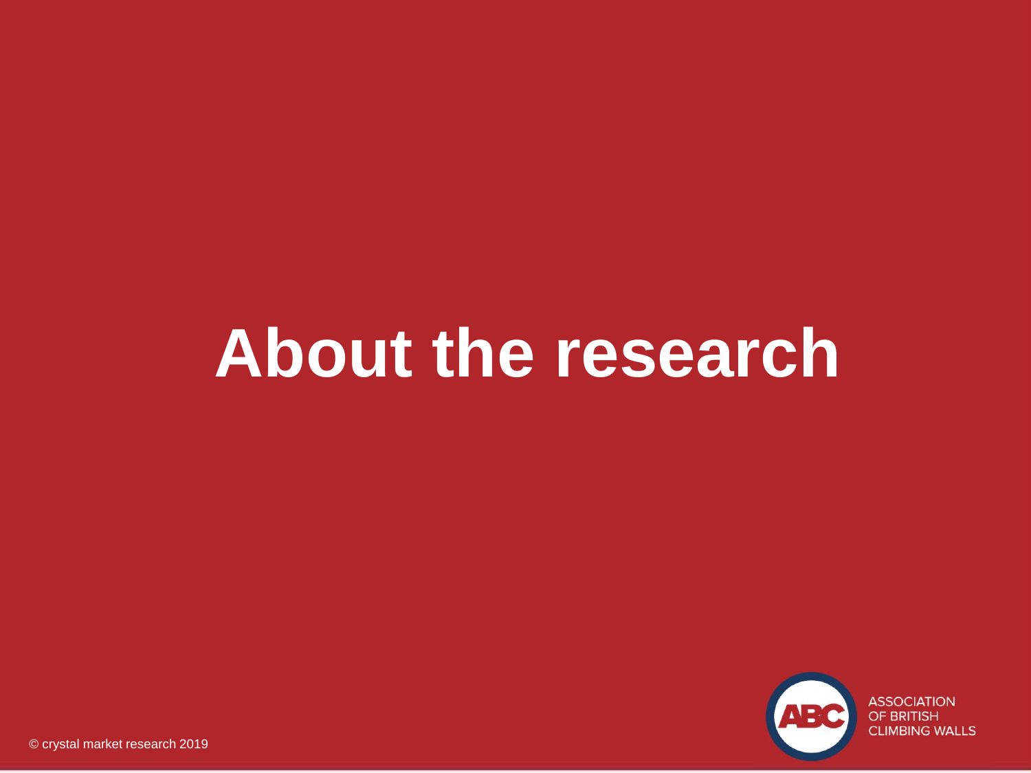# About the research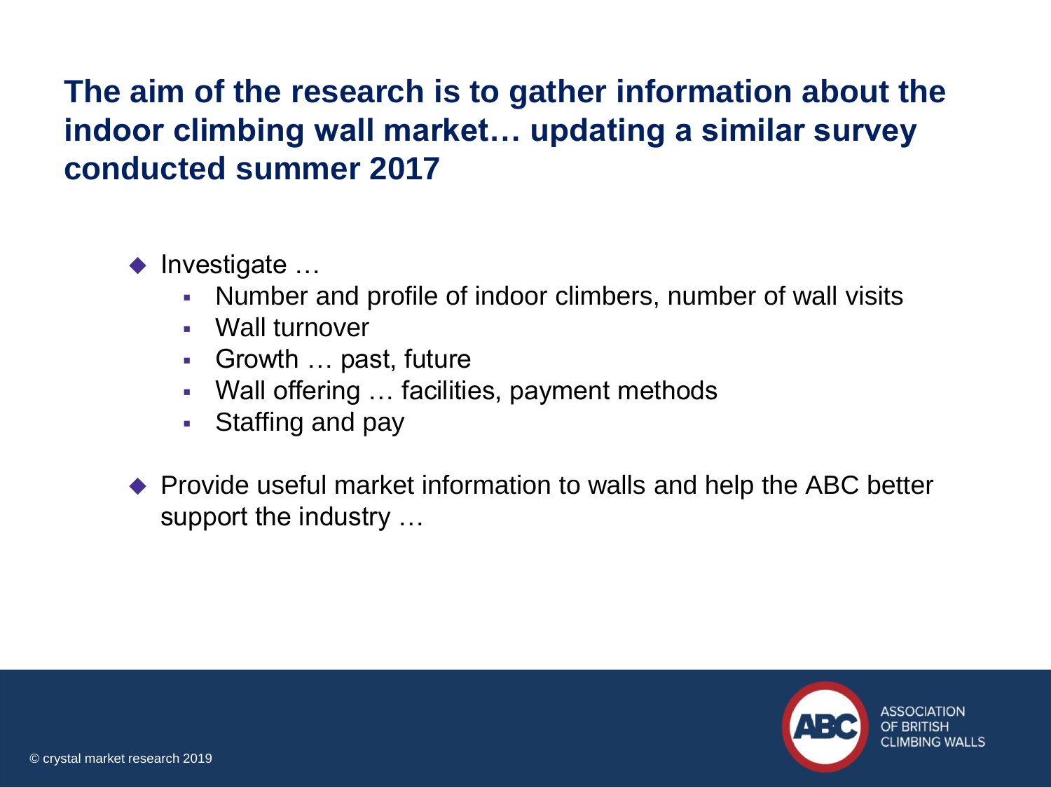## The aim of the research is to gather information about the indoor climbing wall market… updating a similar survey conducted summer 2017

- Investigate …
  - Number and profile of indoor climbers, number of wall visits
  - Wall turnover
  - Growth … past, future
  - Wall offering … facilities, payment methods
  - Staffing and pay
- Provide useful market information to walls and help the ABC better support the industry …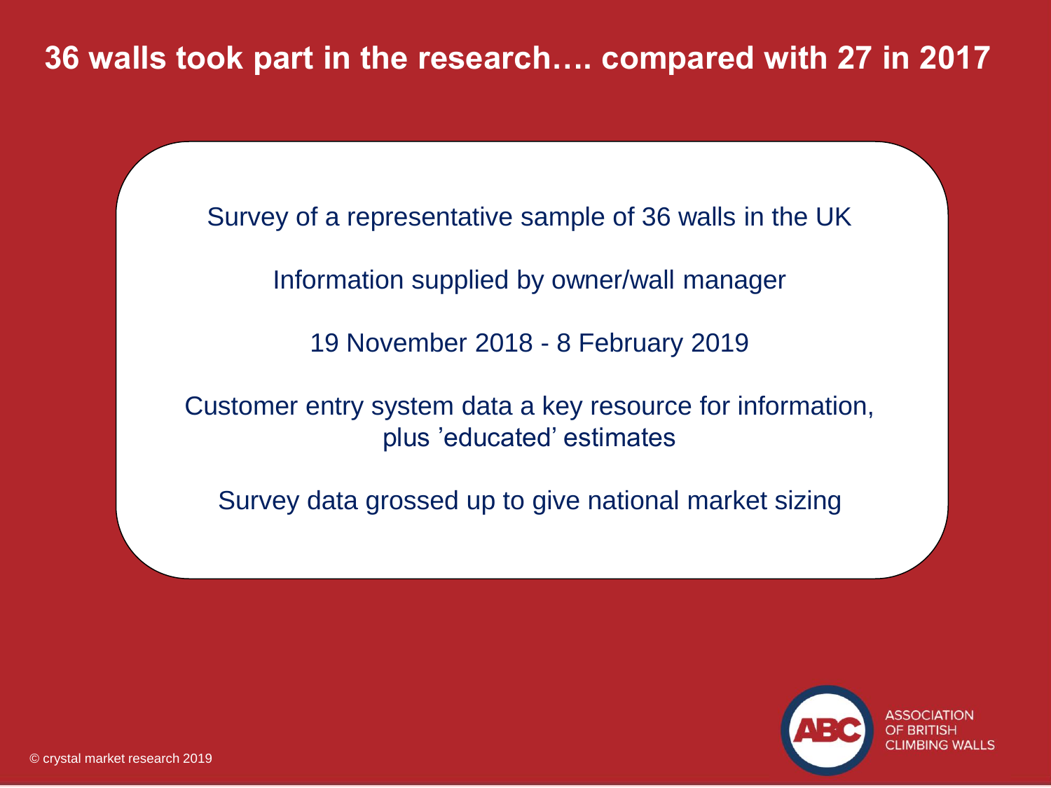# 36 walls took part in the research…. compared with 27 in 2017

Survey of a representative sample of 36 walls in the UK

Information supplied by owner/wall manager

19 November 2018 - 8 February 2019

Customer entry system data a key resource for information, plus 'educated' estimates

Survey data grossed up to give national market sizing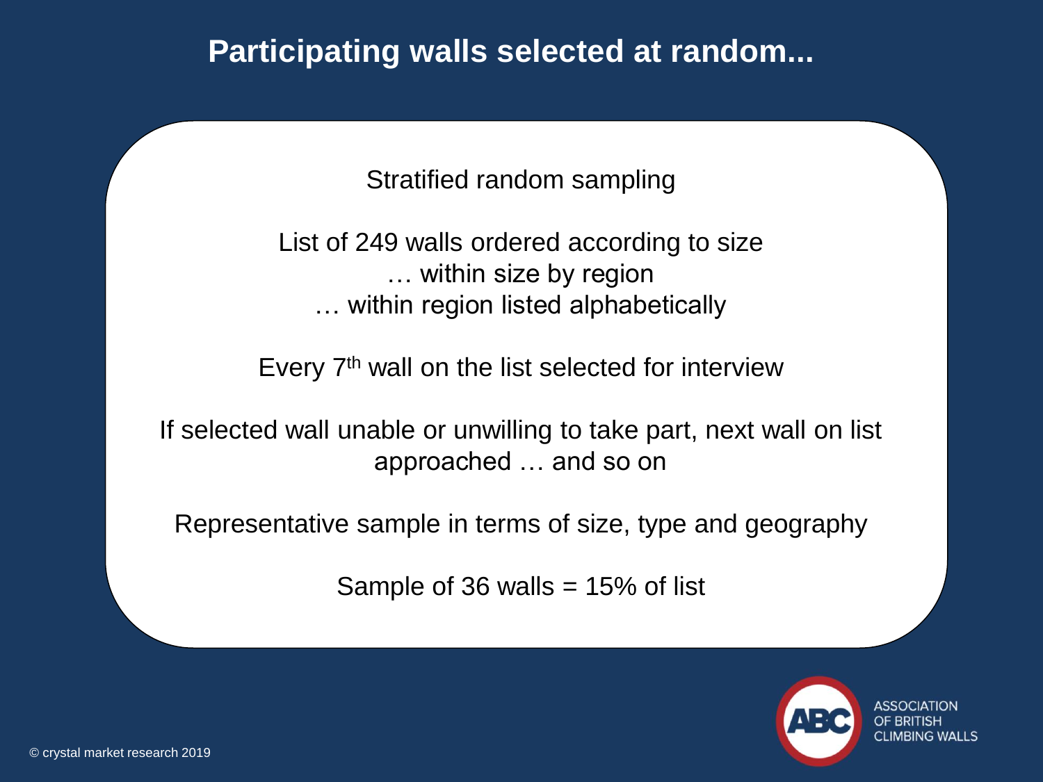# Participating walls selected at random...

Stratified random sampling

List of 249 walls ordered according to size
… within size by region
… within region listed alphabetically

Every 7th wall on the list selected for interview

If selected wall unable or unwilling to take part, next wall on list approached … and so on

Representative sample in terms of size, type and geography

Sample of 36 walls = 15% of list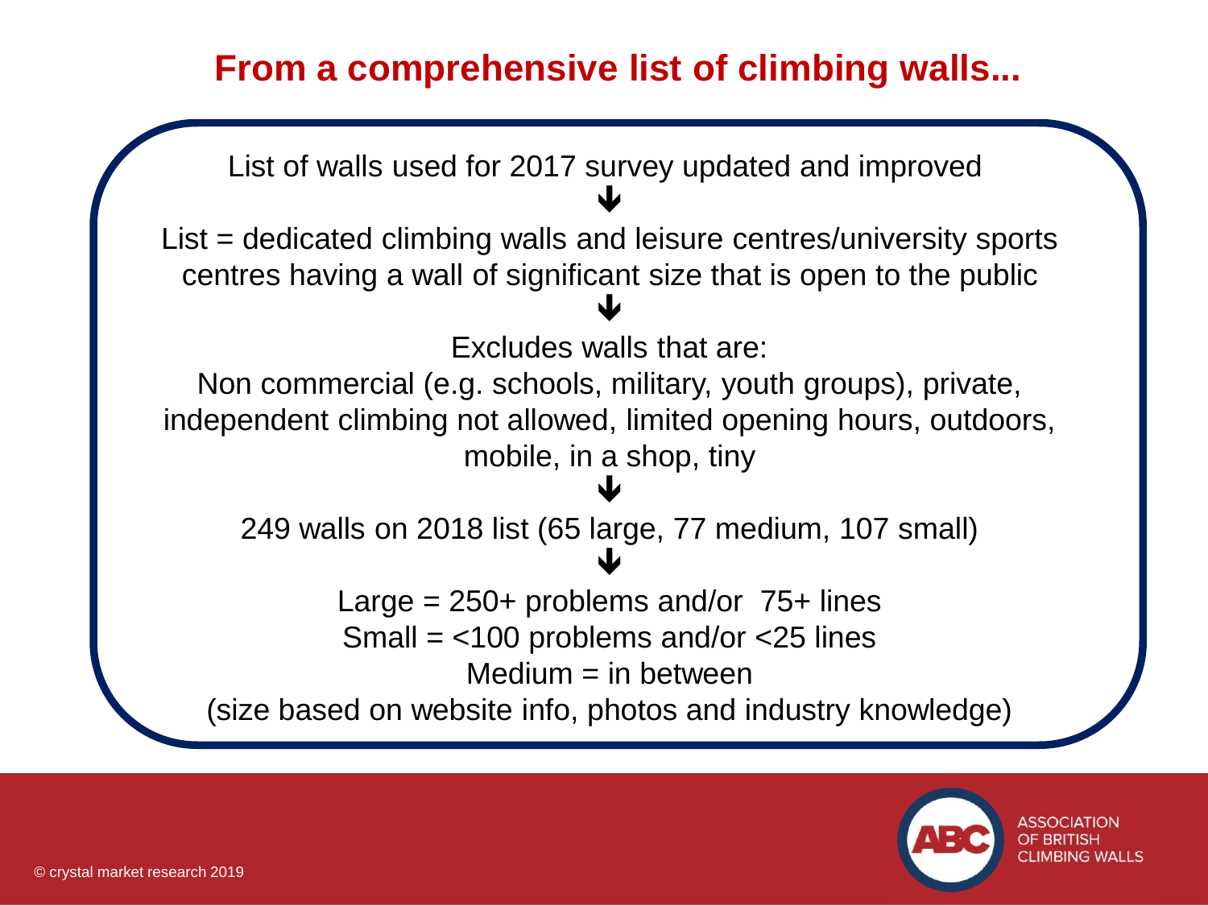# From a comprehensive list of climbing walls...

List of walls used for 2017 survey updated and improved

↓

List = dedicated climbing walls and leisure centres/university sports centres having a wall of significant size that is open to the public

↓

Excludes walls that are:

Non commercial (e.g. schools, military, youth groups), private, independent climbing not allowed, limited opening hours, outdoors, mobile, in a shop, tiny

↓

249 walls on 2018 list (65 large, 77 medium, 107 small)

↓

Large = 250+ problems and/or 75+ lines

Small = <100 problems and/or <25 lines

Medium = in between

(size based on website info, photos and industry knowledge)

© crystal market research 2019

ASSOCIATION OF BRITISH CLIMBING WALLS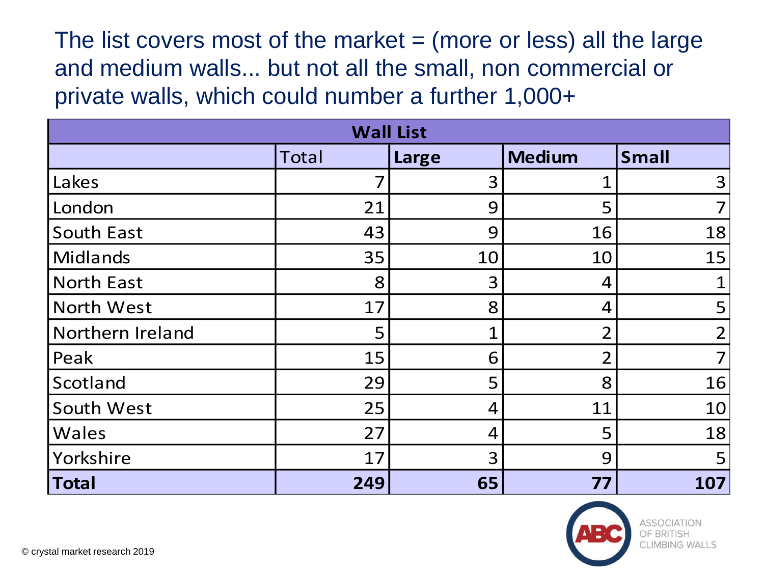The list covers most of the market = (more or less) all the large and medium walls... but not all the small, non commercial or private walls, which could number a further 1,000+

| **Wall List** | | | | |
|---|---|---|---|---|
| | Total | **Large** | **Medium** | **Small** |
| Lakes | 7 | 3 | 1 | 3 |
| London | 21 | 9 | 5 | 7 |
| South East | 43 | 9 | 16 | 18 |
| Midlands | 35 | 10 | 10 | 15 |
| North East | 8 | 3 | 4 | 1 |
| North West | 17 | 8 | 4 | 5 |
| Northern Ireland | 5 | 1 | 2 | 2 |
| Peak | 15 | 6 | 2 | 7 |
| Scotland | 29 | 5 | 8 | 16 |
| South West | 25 | 4 | 11 | 10 |
| Wales | 27 | 4 | 5 | 18 |
| Yorkshire | 17 | 3 | 9 | 5 |
| **Total** | **249** | **65** | **77** | **107** |

© crystal market research 2019

ASSOCIATION OF BRITISH CLIMBING WALLS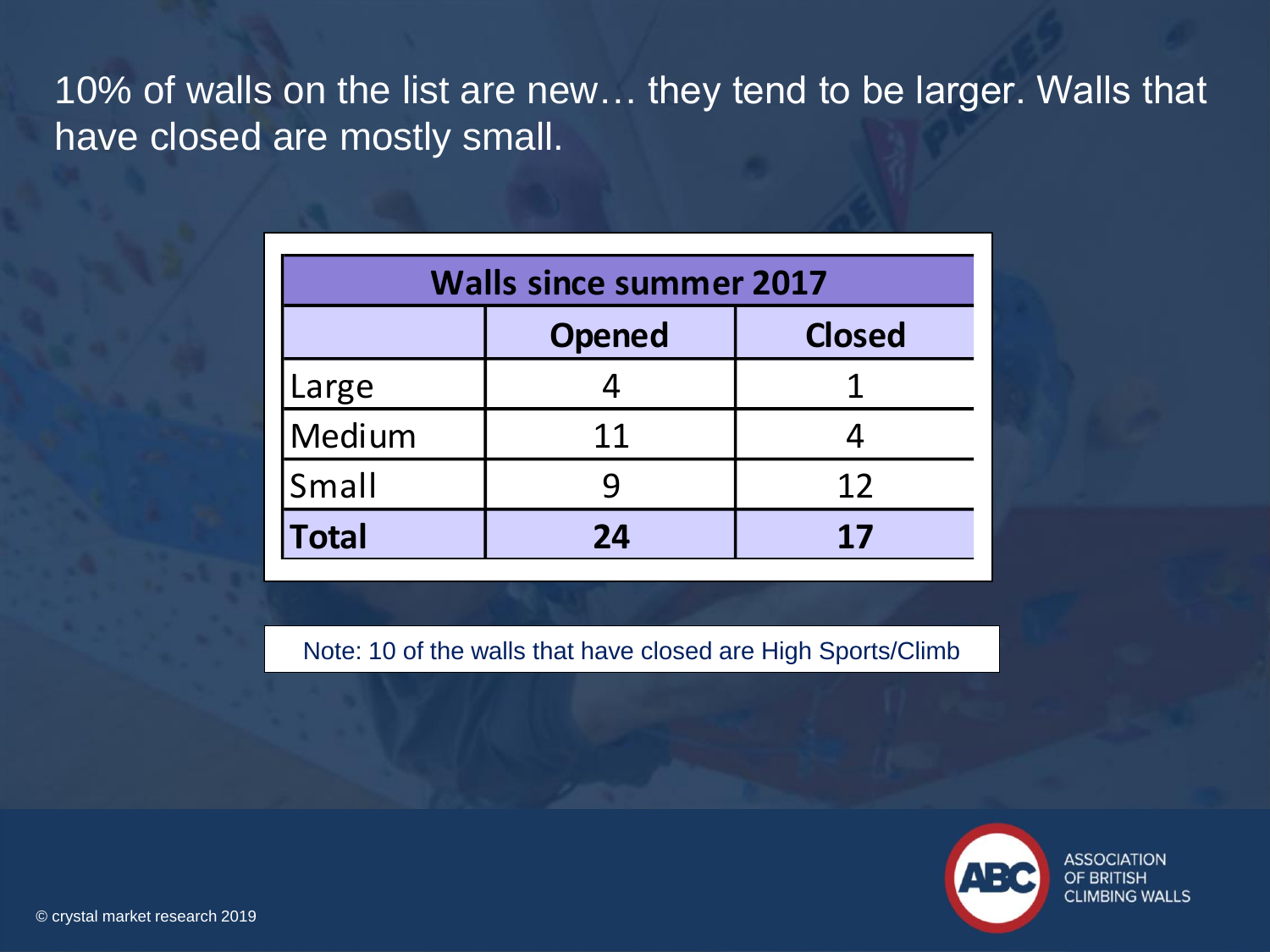# 10% of walls on the list are new… they tend to be larger. Walls that have closed are mostly small.

| Walls since summer 2017 | | |
|---|---|---|
| | **Opened** | **Closed** |
| Large | 4 | 1 |
| Medium | 11 | 4 |
| Small | 9 | 12 |
| **Total** | **24** | **17** |

Note: 10 of the walls that have closed are High Sports/Climb

ASSOCIATION OF BRITISH CLIMBING WALLS

© crystal market research 2019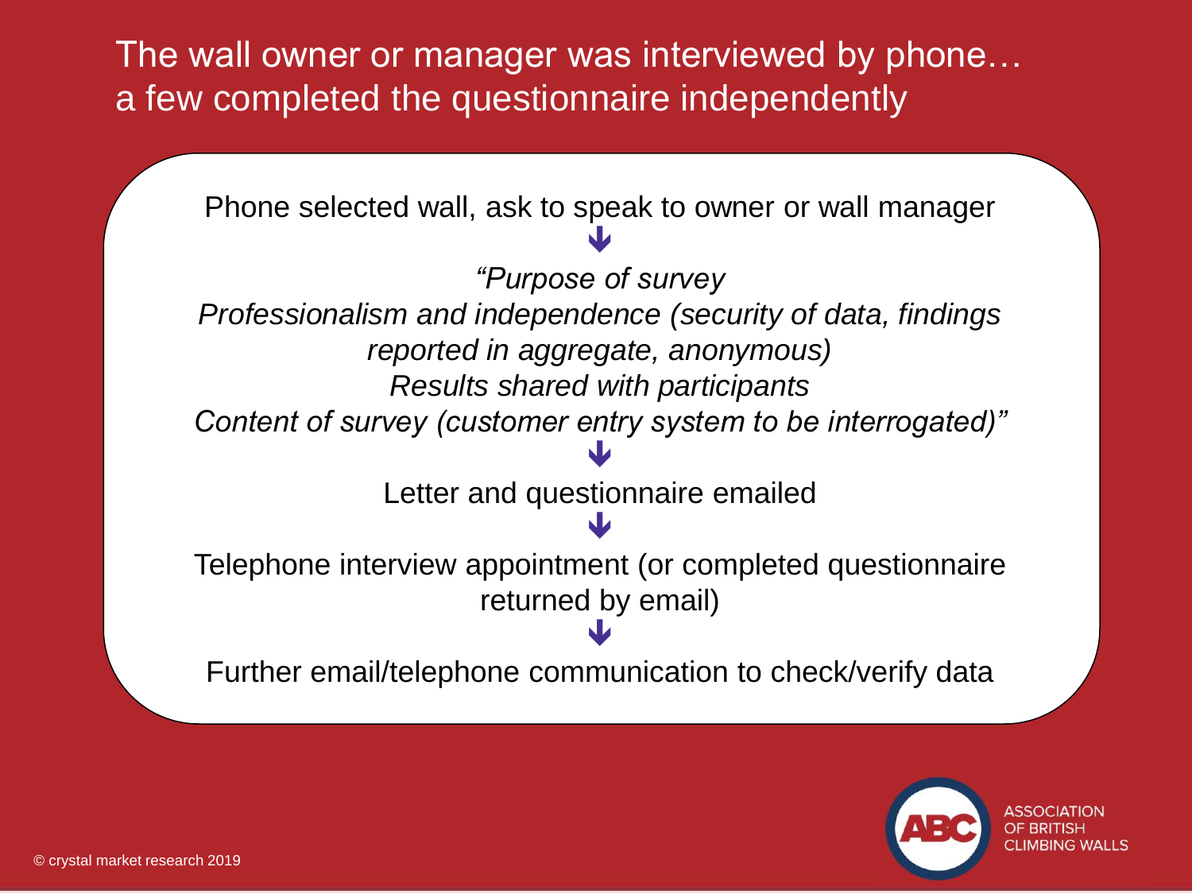# The wall owner or manager was interviewed by phone… a few completed the questionnaire independently

Phone selected wall, ask to speak to owner or wall manager

↓

*"Purpose of survey*
*Professionalism and independence (security of data, findings reported in aggregate, anonymous)*
*Results shared with participants*
*Content of survey (customer entry system to be interrogated)"*

↓

Letter and questionnaire emailed

↓

Telephone interview appointment (or completed questionnaire returned by email)

↓

Further email/telephone communication to check/verify data

ASSOCIATION OF BRITISH CLIMBING WALLS

© crystal market research 2019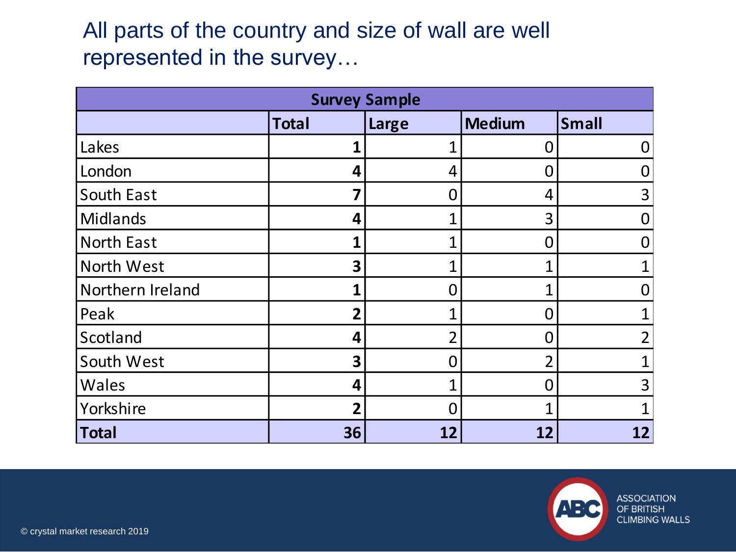## All parts of the country and size of wall are well represented in the survey…

| Survey Sample | | | | |
|---|---|---|---|---|
| | **Total** | **Large** | **Medium** | **Small** |
| Lakes | **1** | 1 | 0 | 0 |
| London | **4** | 4 | 0 | 0 |
| South East | **7** | 0 | 4 | 3 |
| Midlands | **4** | 1 | 3 | 0 |
| North East | **1** | 1 | 0 | 0 |
| North West | **3** | 1 | 1 | 1 |
| Northern Ireland | **1** | 0 | 1 | 0 |
| Peak | **2** | 1 | 0 | 1 |
| Scotland | **4** | 2 | 0 | 2 |
| South West | **3** | 0 | 2 | 1 |
| Wales | **4** | 1 | 0 | 3 |
| Yorkshire | **2** | 0 | 1 | 1 |
| **Total** | **36** | **12** | **12** | **12** |

© crystal market research 2019

ASSOCIATION OF BRITISH CLIMBING WALLS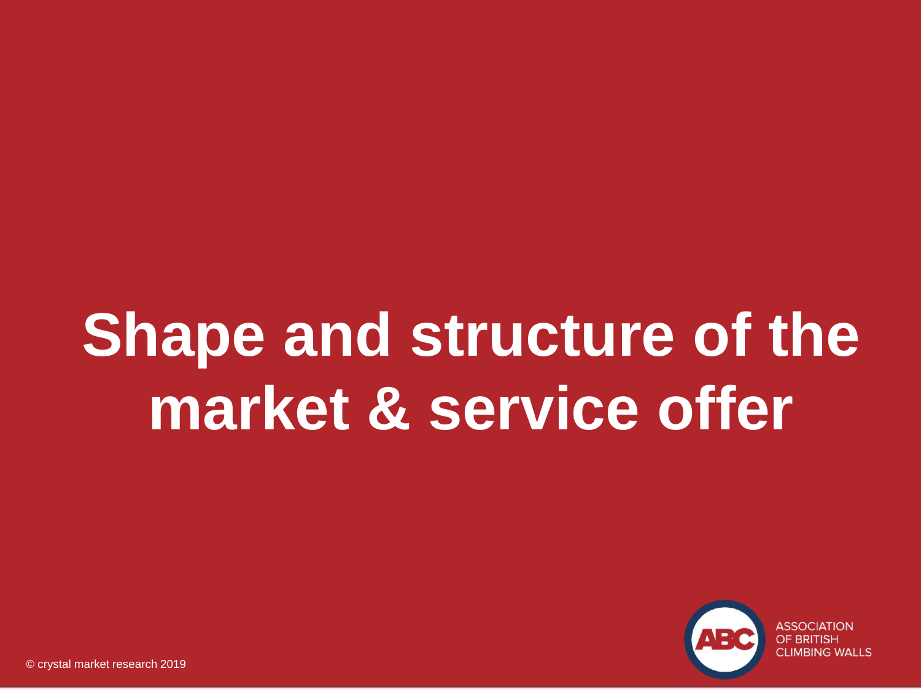# Shape and structure of the market & service offer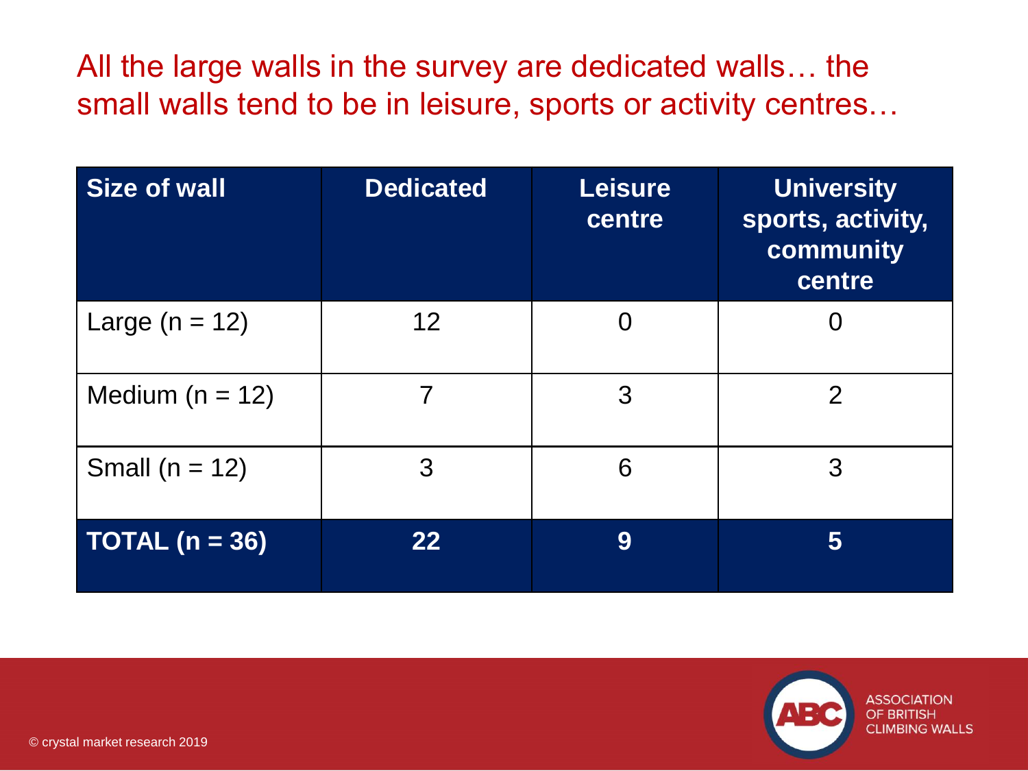## All the large walls in the survey are dedicated walls… the small walls tend to be in leisure, sports or activity centres…

| Size of wall | Dedicated | Leisure centre | University sports, activity, community centre |
|---|---|---|---|
| Large (n = 12) | 12 | 0 | 0 |
| Medium (n = 12) | 7 | 3 | 2 |
| Small (n = 12) | 3 | 6 | 3 |
| **TOTAL (n = 36)** | **22** | **9** | **5** |

© crystal market research 2019

ASSOCIATION OF BRITISH CLIMBING WALLS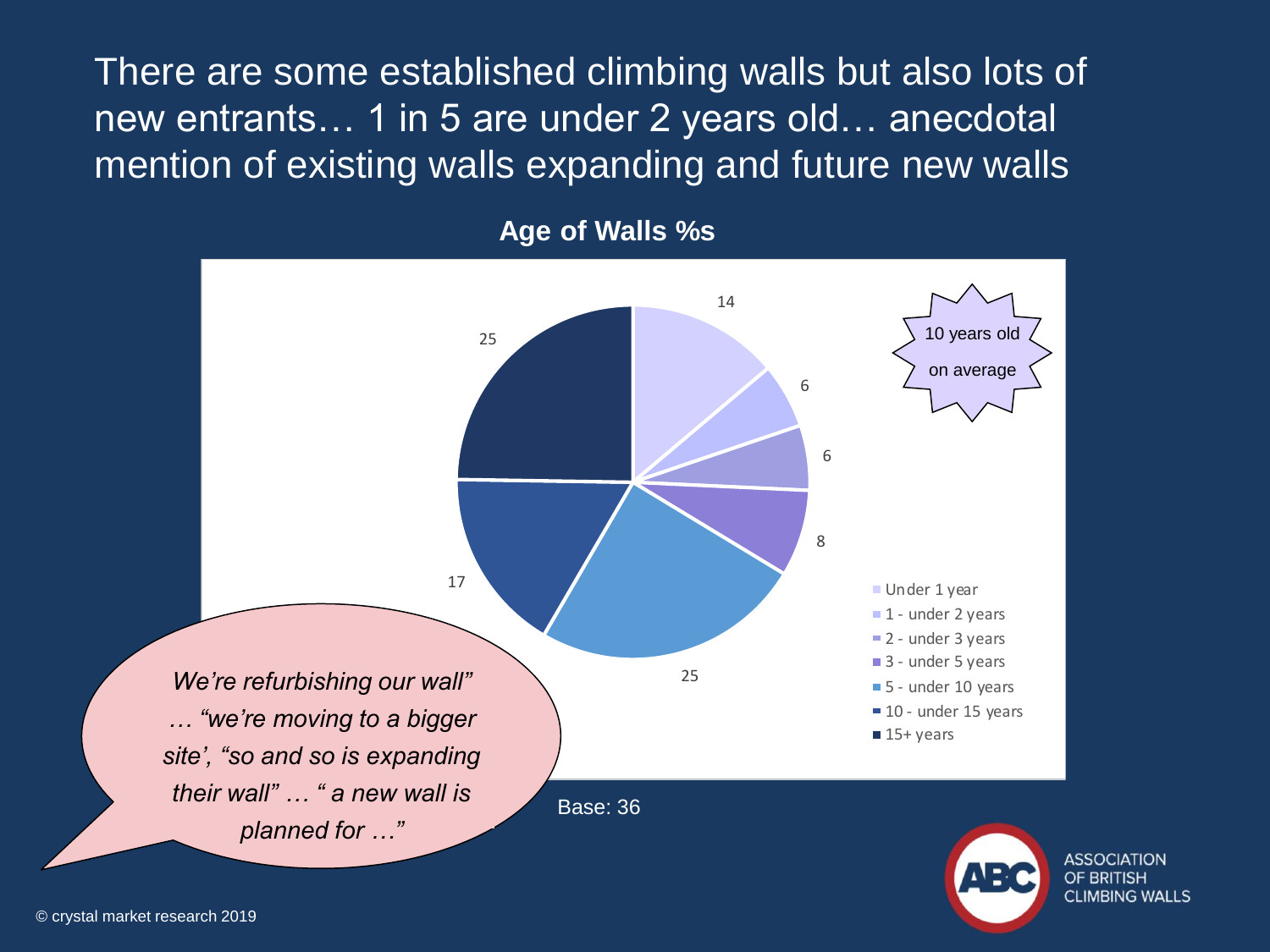# There are some established climbing walls but also lots of new entrants… 1 in 5 are under 2 years old… anecdotal mention of existing walls expanding and future new walls

**Age of Walls %s**

| Age of wall | % |
| --- | --- |
| Under 1 year | 14 |
| 1 - under 2 years | 6 |
| 2 - under 3 years | 6 |
| 3 - under 5 years | 8 |
| 5 - under 10 years | 25 |
| 10 - under 15 years | 17 |
| 15+ years | 25 |

10 years old on average

Base: 36

*We're refurbishing our wall" … "we're moving to a bigger site', "so and so is expanding their wall" … " a new wall is planned for …"*

ASSOCIATION OF BRITISH CLIMBING WALLS

© crystal market research 2019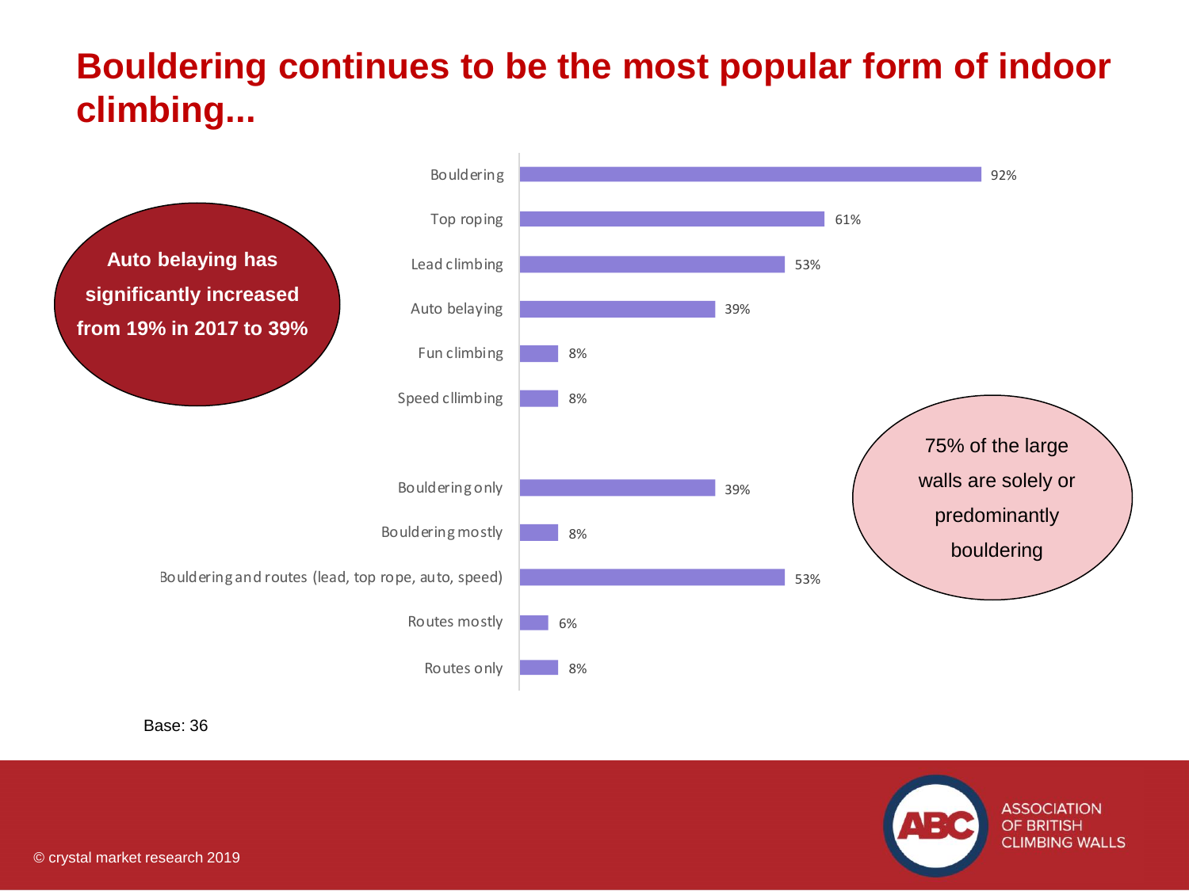# Bouldering continues to be the most popular form of indoor climbing...

**Auto belaying has significantly increased from 19% in 2017 to 39%**

| Type | % |
|---|---|
| Bouldering | 92% |
| Top roping | 61% |
| Lead climbing | 53% |
| Auto belaying | 39% |
| Fun climbing | 8% |
| Speed cllimbing | 8% |

| Type | % |
|---|---|
| Bouldering only | 39% |
| Bouldering mostly | 8% |
| Bouldering and routes (lead, top rope, auto, speed) | 53% |
| Routes mostly | 6% |
| Routes only | 8% |

75% of the large walls are solely or predominantly bouldering

Base: 36

© crystal market research 2019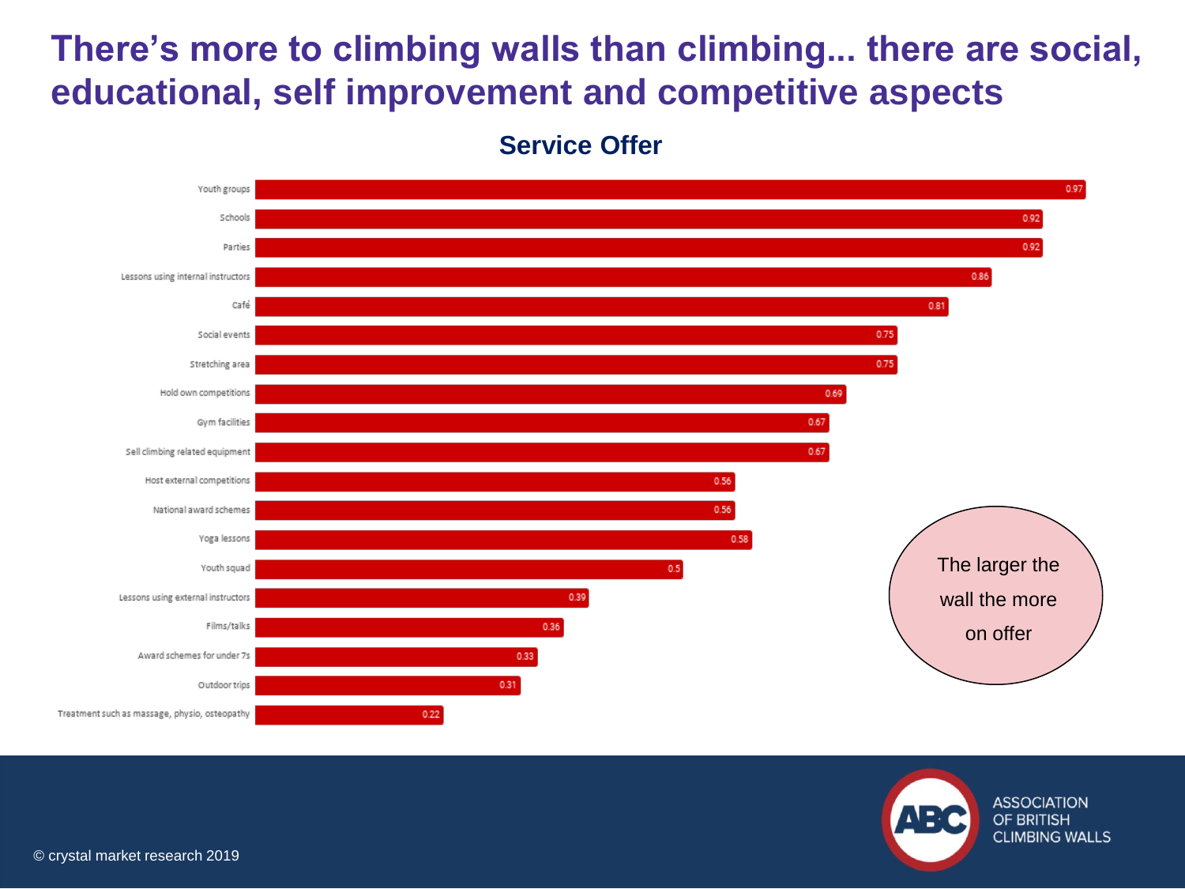# There's more to climbing walls than climbing... there are social, educational, self improvement and competitive aspects

## Service Offer

| Service | Value |
|---|---|
| Youth groups | 0.97 |
| Schools | 0.92 |
| Parties | 0.92 |
| Lessons using internal instructors | 0.86 |
| Café | 0.81 |
| Social events | 0.75 |
| Stretching area | 0.75 |
| Hold own competitions | 0.69 |
| Gym facilities | 0.67 |
| Sell climbing related equipment | 0.67 |
| Host external competitions | 0.56 |
| National award schemes | 0.56 |
| Yoga lessons | 0.58 |
| Youth squad | 0.5 |
| Lessons using external instructors | 0.39 |
| Films/talks | 0.36 |
| Award schemes for under 7s | 0.33 |
| Outdoor trips | 0.31 |
| Treatment such as massage, physio, osteopathy | 0.22 |

The larger the wall the more on offer

© crystal market research 2019

ASSOCIATION OF BRITISH CLIMBING WALLS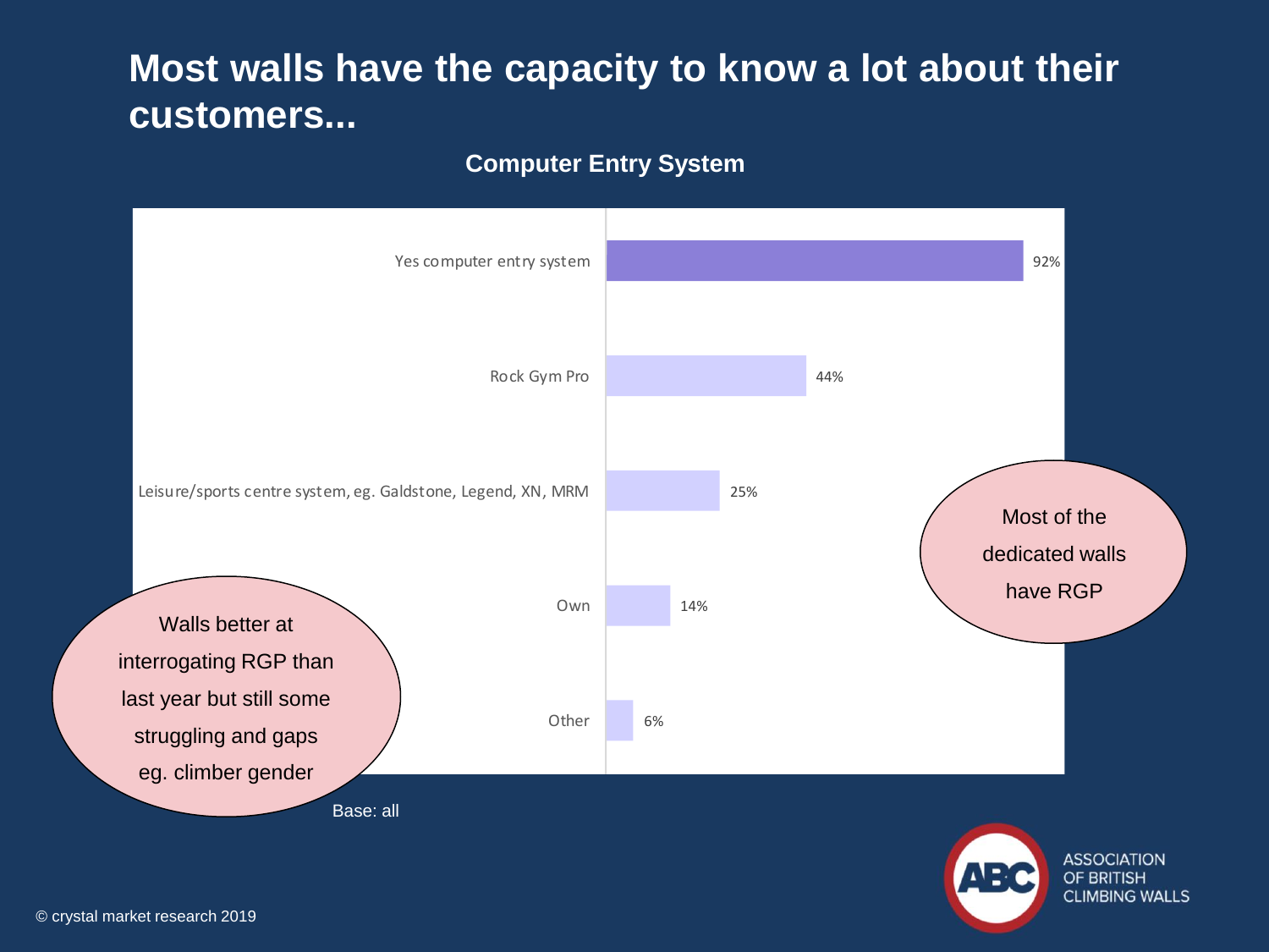# Most walls have the capacity to know a lot about their customers...

## Computer Entry System

| Computer Entry System | % |
|---|---|
| Yes computer entry system | 92% |
| Rock Gym Pro | 44% |
| Leisure/sports centre system, eg. Galdstone, Legend, XN, MRM | 25% |
| Own | 14% |
| Other | 6% |

Base: all

Most of the dedicated walls have RGP

Walls better at interrogating RGP than last year but still some struggling and gaps eg. climber gender

© crystal market research 2019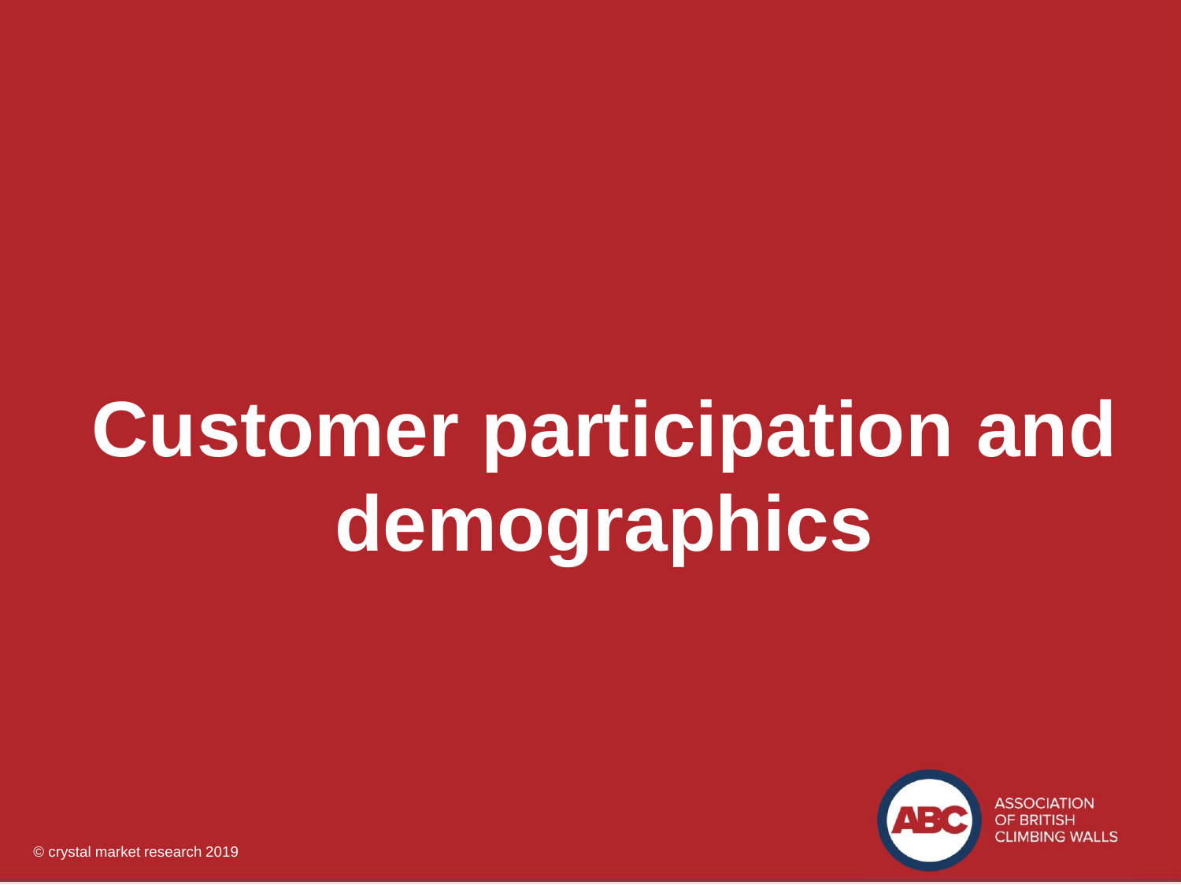# Customer participation and demographics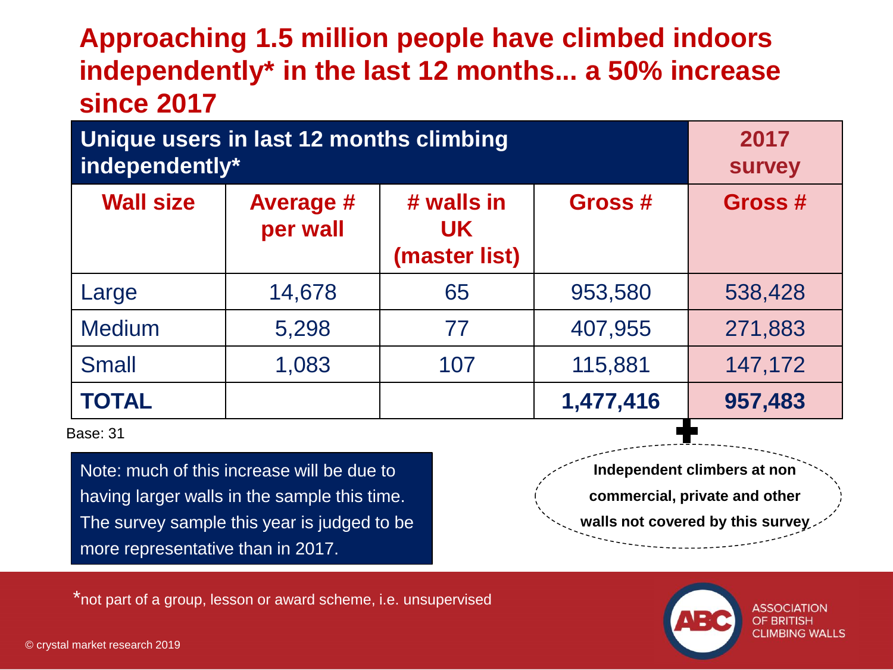# Approaching 1.5 million people have climbed indoors independently* in the last 12 months... a 50% increase since 2017

| Unique users in last 12 months climbing independently* | | | | 2017 survey |
|---|---|---|---|---|
| **Wall size** | **Average # per wall** | **# walls in UK (master list)** | **Gross #** | **Gross #** |
| Large | 14,678 | 65 | 953,580 | 538,428 |
| Medium | 5,298 | 77 | 407,955 | 271,883 |
| Small | 1,083 | 107 | 115,881 | 147,172 |
| **TOTAL** | | | **1,477,416** | **957,483** |

Base: 31

+ **Independent climbers at non commercial, private and other walls not covered by this survey**

Note: much of this increase will be due to having larger walls in the sample this time. The survey sample this year is judged to be more representative than in 2017.

*not part of a group, lesson or award scheme, i.e. unsupervised

© crystal market research 2019

ASSOCIATION OF BRITISH CLIMBING WALLS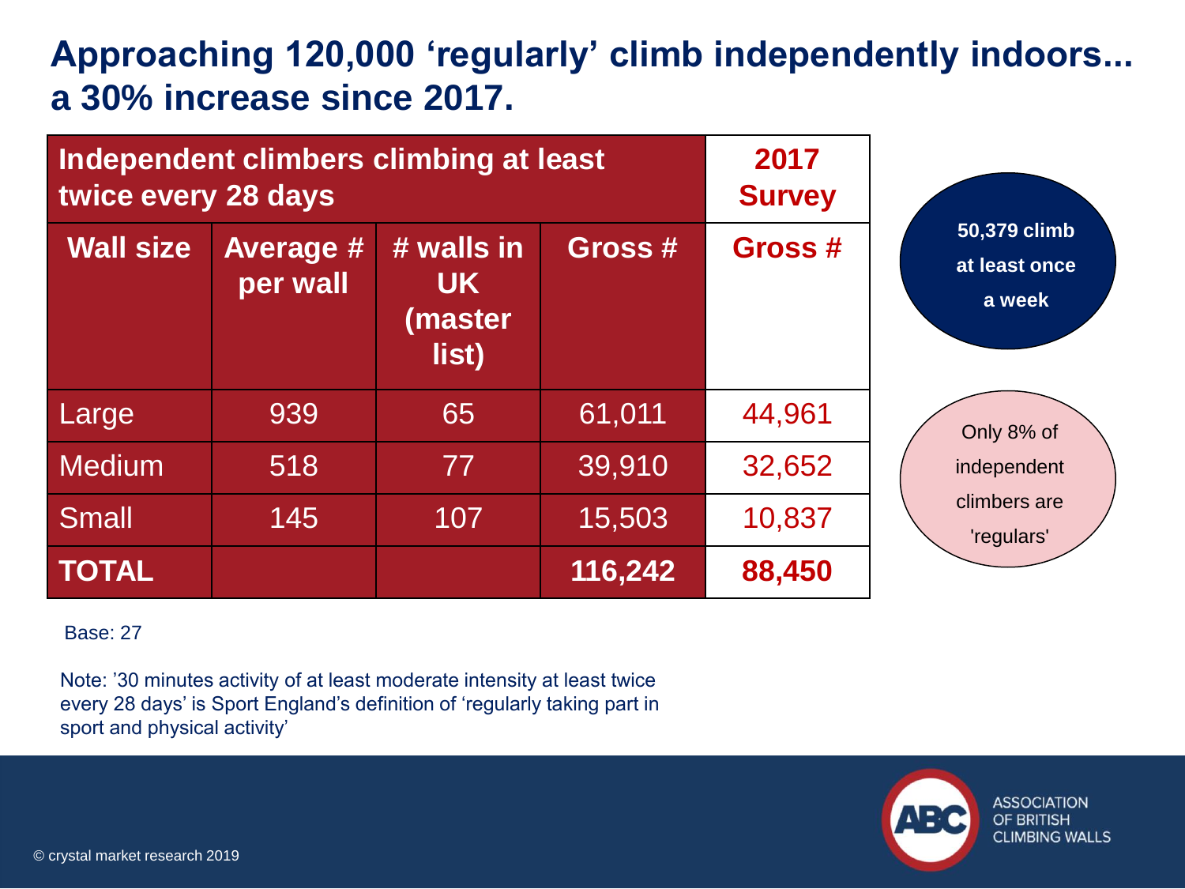# Approaching 120,000 'regularly' climb independently indoors... a 30% increase since 2017.

| Independent climbers climbing at least twice every 28 days | | | | 2017 Survey |
|---|---|---|---|---|
| **Wall size** | **Average # per wall** | **# walls in UK (master list)** | **Gross #** | **Gross #** |
| Large | 939 | 65 | 61,011 | 44,961 |
| Medium | 518 | 77 | 39,910 | 32,652 |
| Small | 145 | 107 | 15,503 | 10,837 |
| **TOTAL** | | | **116,242** | **88,450** |

**50,379 climb at least once a week**

Only 8% of independent climbers are 'regulars'

Base: 27

Note: '30 minutes activity of at least moderate intensity at least twice every 28 days' is Sport England's definition of 'regularly taking part in sport and physical activity'

© crystal market research 2019

ASSOCIATION OF BRITISH CLIMBING WALLS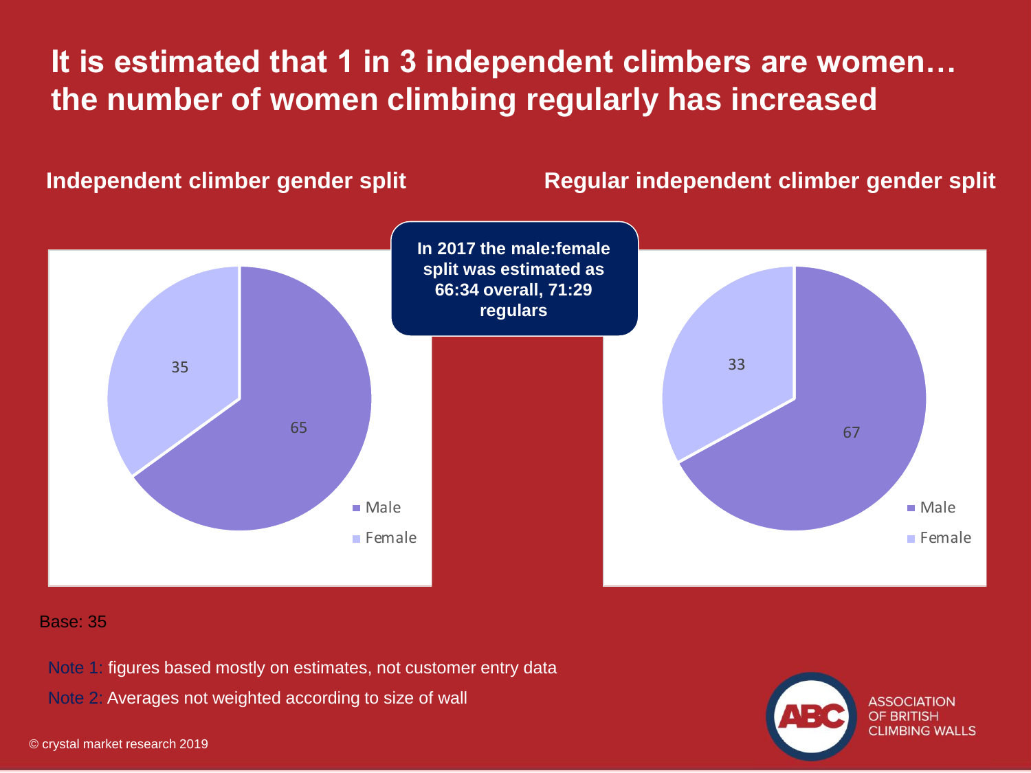# It is estimated that 1 in 3 independent climbers are women… the number of women climbing regularly has increased

## Independent climber gender split

| | % |
|---|---|
| Male | 65 |
| Female | 35 |

## Regular independent climber gender split

| | % |
|---|---|
| Male | 67 |
| Female | 33 |

**In 2017 the male:female split was estimated as 66:34 overall, 71:29 regulars**

Base: 35

Note 1: figures based mostly on estimates, not customer entry data

Note 2: Averages not weighted according to size of wall

ASSOCIATION OF BRITISH CLIMBING WALLS

© crystal market research 2019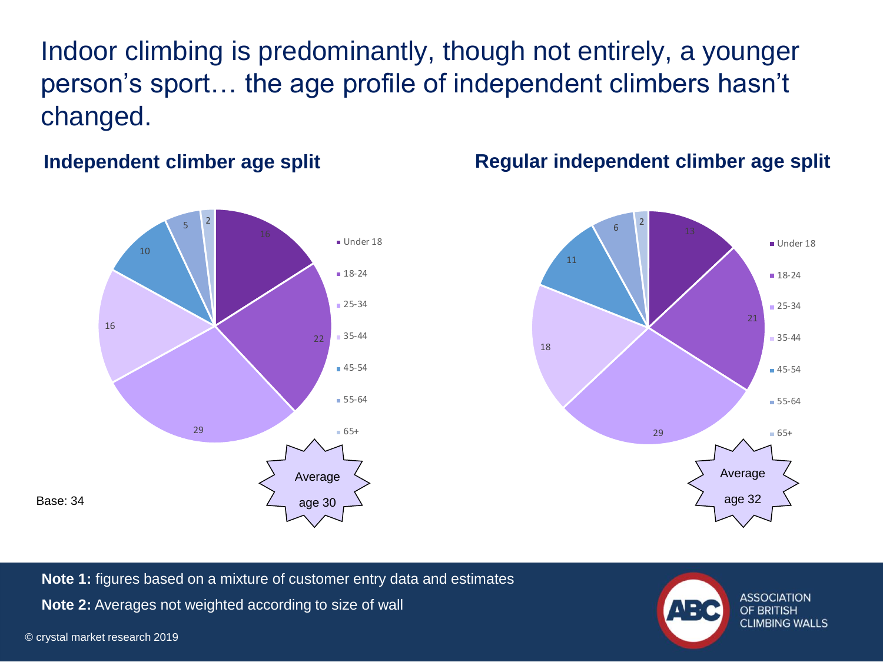# Indoor climbing is predominantly, though not entirely, a younger person's sport… the age profile of independent climbers hasn't changed.

## Independent climber age split

| Age | % |
|---|---|
| Under 18 | 16 |
| 18-24 | 22 |
| 25-34 | 29 |
| 35-44 | 16 |
| 45-54 | 10 |
| 55-64 | 5 |
| 65+ | 2 |

Average age 30

Base: 34

## Regular independent climber age split

| Age | % |
|---|---|
| Under 18 | 13 |
| 18-24 | 21 |
| 25-34 | 29 |
| 35-44 | 18 |
| 45-54 | 11 |
| 55-64 | 6 |
| 65+ | 2 |

Average age 32

**Note 1:** figures based on a mixture of customer entry data and estimates

**Note 2:** Averages not weighted according to size of wall

© crystal market research 2019

ASSOCIATION OF BRITISH CLIMBING WALLS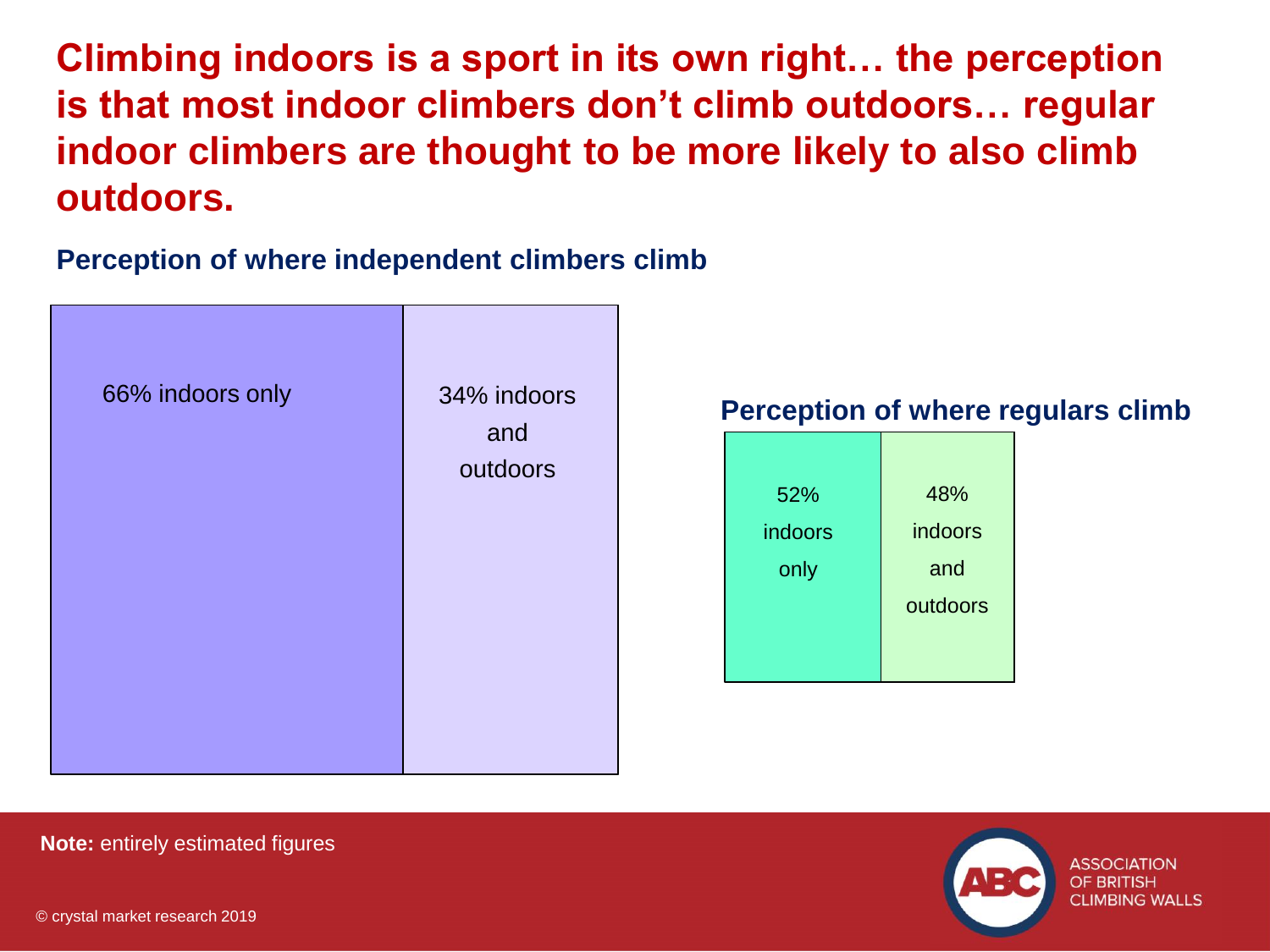# Climbing indoors is a sport in its own right… the perception is that most indoor climbers don't climb outdoors… regular indoor climbers are thought to be more likely to also climb outdoors.

### Perception of where independent climbers climb

| 66% indoors only | 34% indoors and outdoors |
|---|---|

### Perception of where regulars climb

| 52% indoors only | 48% indoors and outdoors |
|---|---|

**Note:** entirely estimated figures

© crystal market research 2019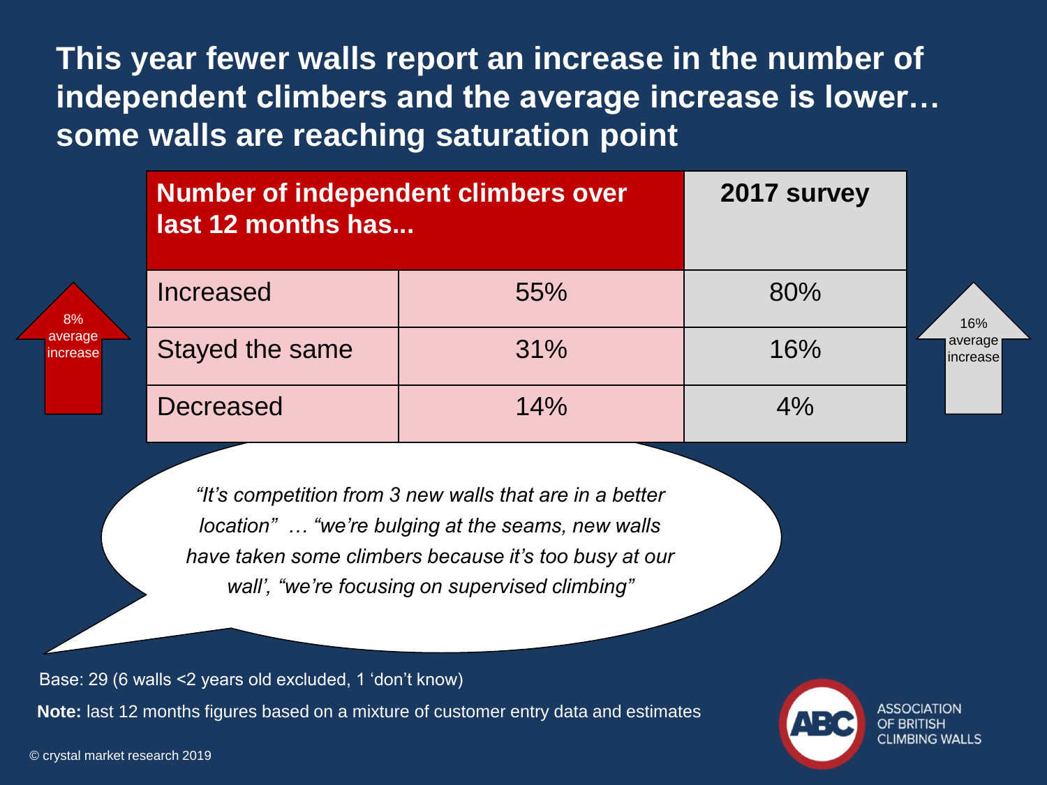# This year fewer walls report an increase in the number of independent climbers and the average increase is lower… some walls are reaching saturation point

| Number of independent climbers over last 12 months has... | | 2017 survey |
|---|---|---|
| Increased | 55% | 80% |
| Stayed the same | 31% | 16% |
| Decreased | 14% | 4% |

8% average increase

16% average increase

*"It's competition from 3 new walls that are in a better location" … "we're bulging at the seams, new walls have taken some climbers because it's too busy at our wall', "we're focusing on supervised climbing"*

Base: 29 (6 walls <2 years old excluded, 1 'don't know)

**Note:** last 12 months figures based on a mixture of customer entry data and estimates

© crystal market research 2019

ASSOCIATION OF BRITISH CLIMBING WALLS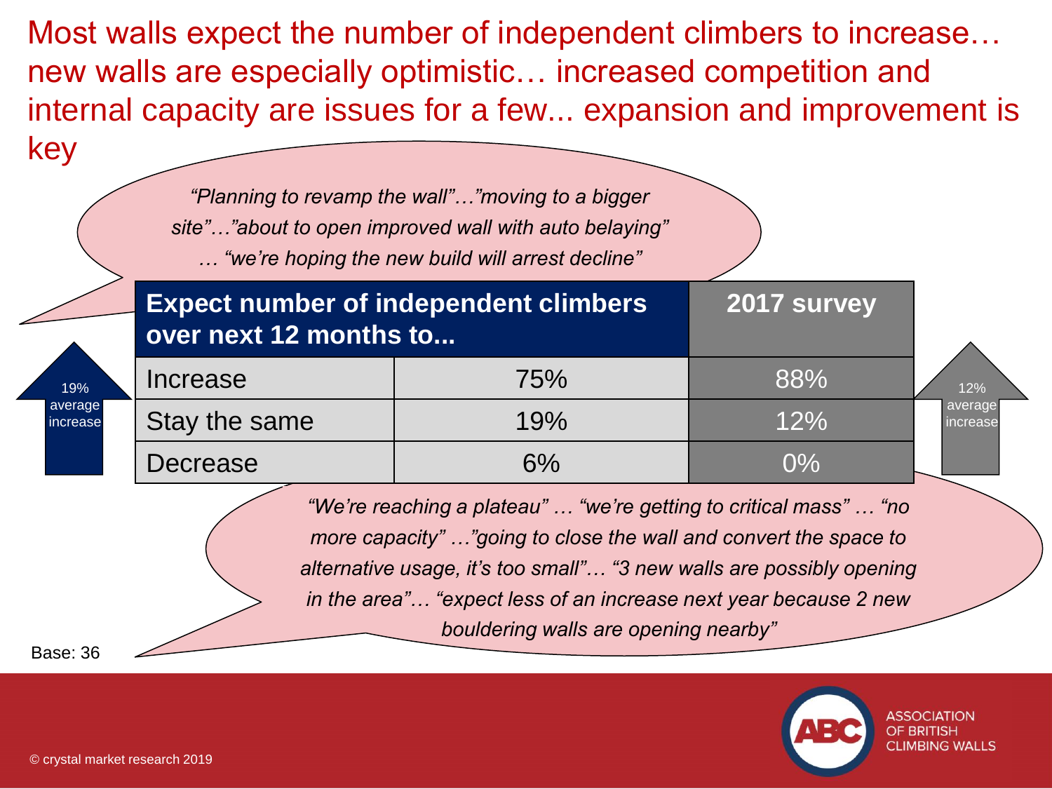# Most walls expect the number of independent climbers to increase… new walls are especially optimistic… increased competition and internal capacity are issues for a few... expansion and improvement is key

*"Planning to revamp the wall"…"moving to a bigger site"…"about to open improved wall with auto belaying" … "we're hoping the new build will arrest decline"*

19% average increase

| Expect number of independent climbers over next 12 months to... | | 2017 survey |
|---|---|---|
| Increase | 75% | 88% |
| Stay the same | 19% | 12% |
| Decrease | 6% | 0% |

12% average increase

*"We're reaching a plateau" … "we're getting to critical mass" … "no more capacity" …"going to close the wall and convert the space to alternative usage, it's too small"… "3 new walls are possibly opening in the area"… "expect less of an increase next year because 2 new bouldering walls are opening nearby"*

Base: 36

© crystal market research 2019

ASSOCIATION OF BRITISH CLIMBING WALLS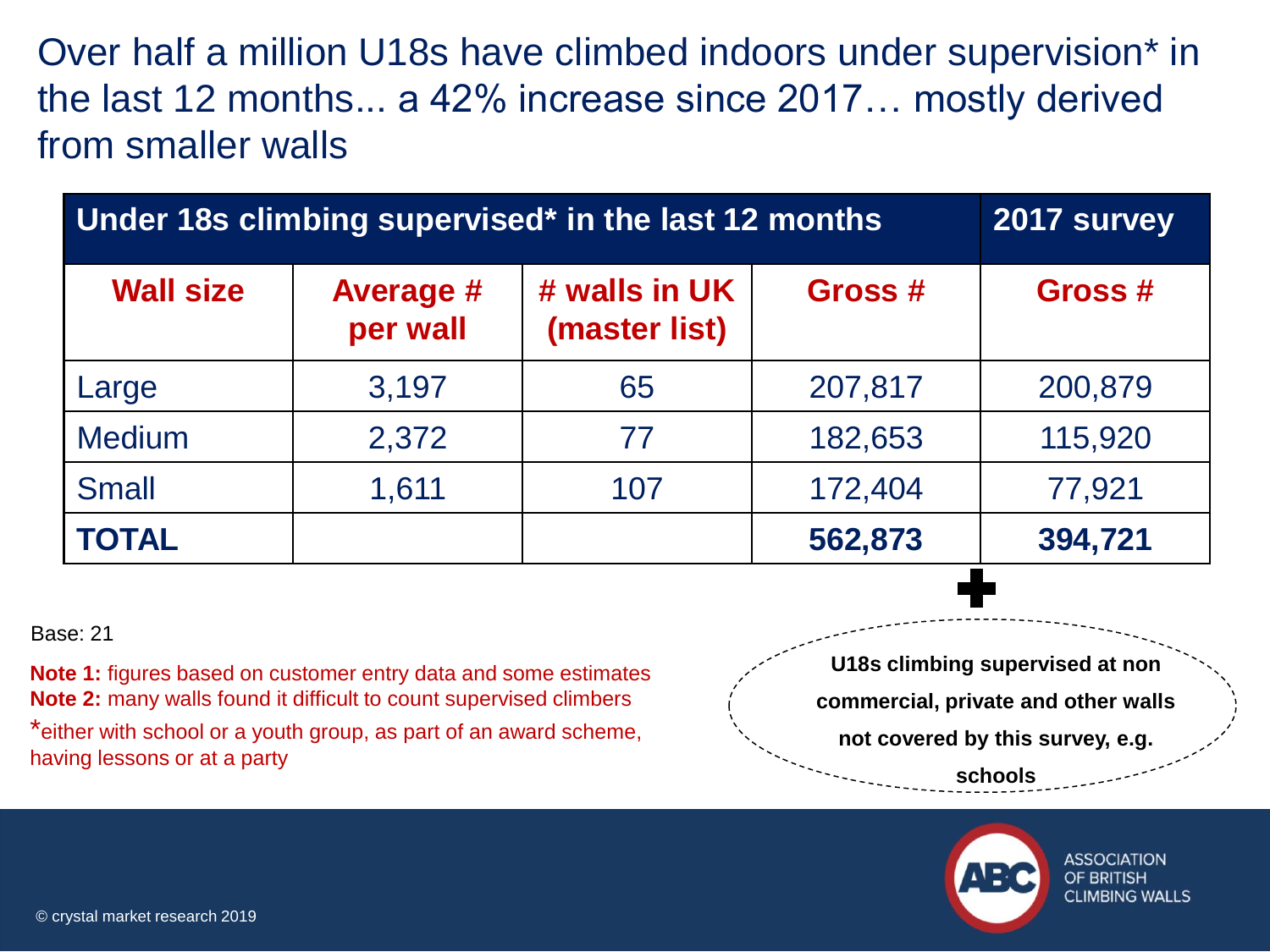# Over half a million U18s have climbed indoors under supervision* in the last 12 months... a 42% increase since 2017… mostly derived from smaller walls

| Under 18s climbing supervised* in the last 12 months | | | | 2017 survey |
|---|---|---|---|---|
| **Wall size** | **Average # per wall** | **# walls in UK (master list)** | **Gross #** | **Gross #** |
| Large | 3,197 | 65 | 207,817 | 200,879 |
| Medium | 2,372 | 77 | 182,653 | 115,920 |
| Small | 1,611 | 107 | 172,404 | 77,921 |
| **TOTAL** | | | **562,873** | **394,721** |

➕ **U18s climbing supervised at non commercial, private and other walls not covered by this survey, e.g. schools**

Base: 21

**Note 1:** figures based on customer entry data and some estimates
**Note 2:** many walls found it difficult to count supervised climbers
*either with school or a youth group, as part of an award scheme, having lessons or at a party

© crystal market research 2019

ASSOCIATION OF BRITISH CLIMBING WALLS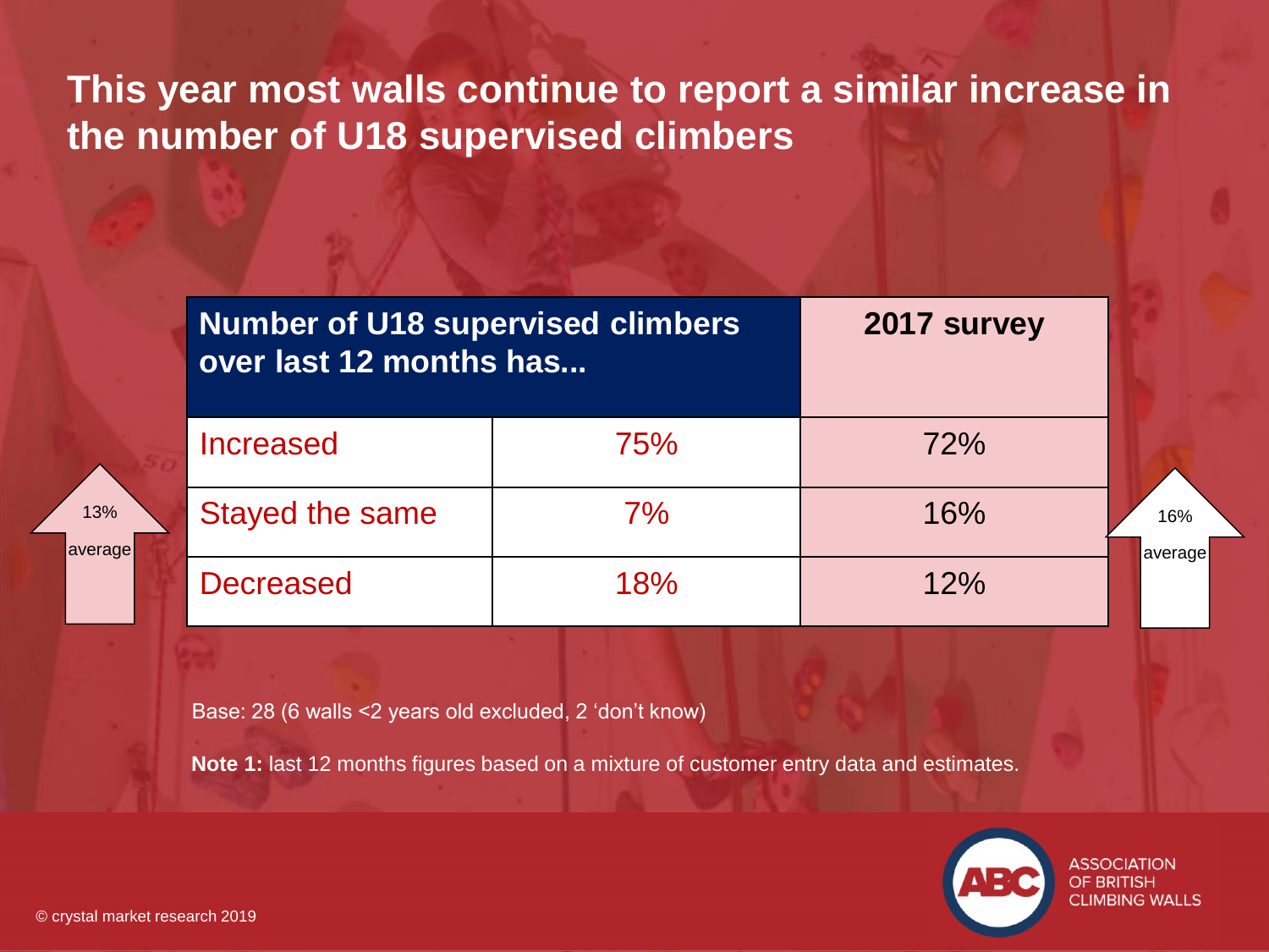# This year most walls continue to report a similar increase in the number of U18 supervised climbers

| Number of U18 supervised climbers over last 12 months has... | | 2017 survey |
|---|---|---|
| Increased | 75% | 72% |
| Stayed the same | 7% | 16% |
| Decreased | 18% | 12% |

13% average

16% average

Base: 28 (6 walls <2 years old excluded, 2 'don't know)

**Note 1:** last 12 months figures based on a mixture of customer entry data and estimates.

ASSOCIATION OF BRITISH CLIMBING WALLS

© crystal market research 2019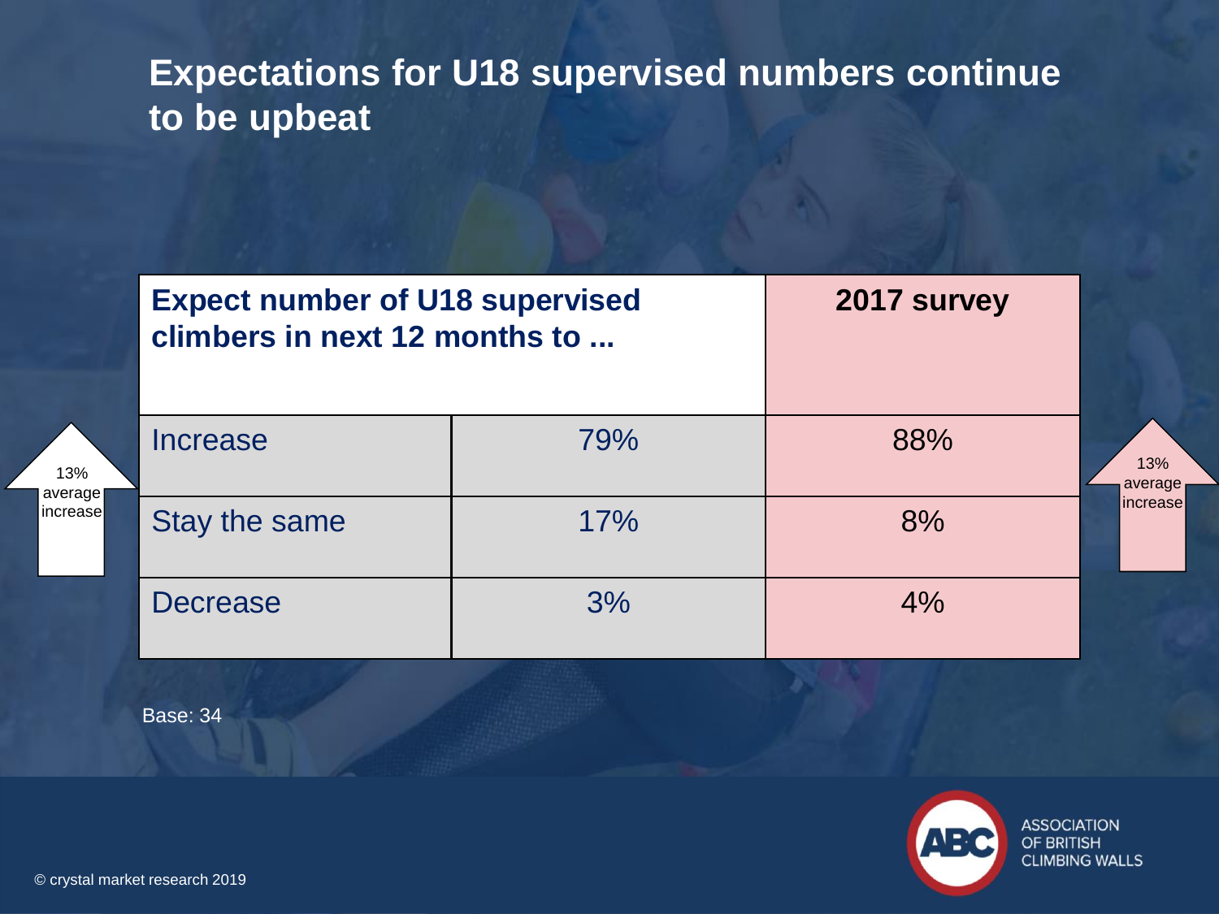# Expectations for U18 supervised numbers continue to be upbeat

| Expect number of U18 supervised climbers in next 12 months to ... | | 2017 survey |
|---|---|---|
| Increase | 79% | 88% |
| Stay the same | 17% | 8% |
| Decrease | 3% | 4% |

13% average increase

13% average increase

Base: 34

© crystal market research 2019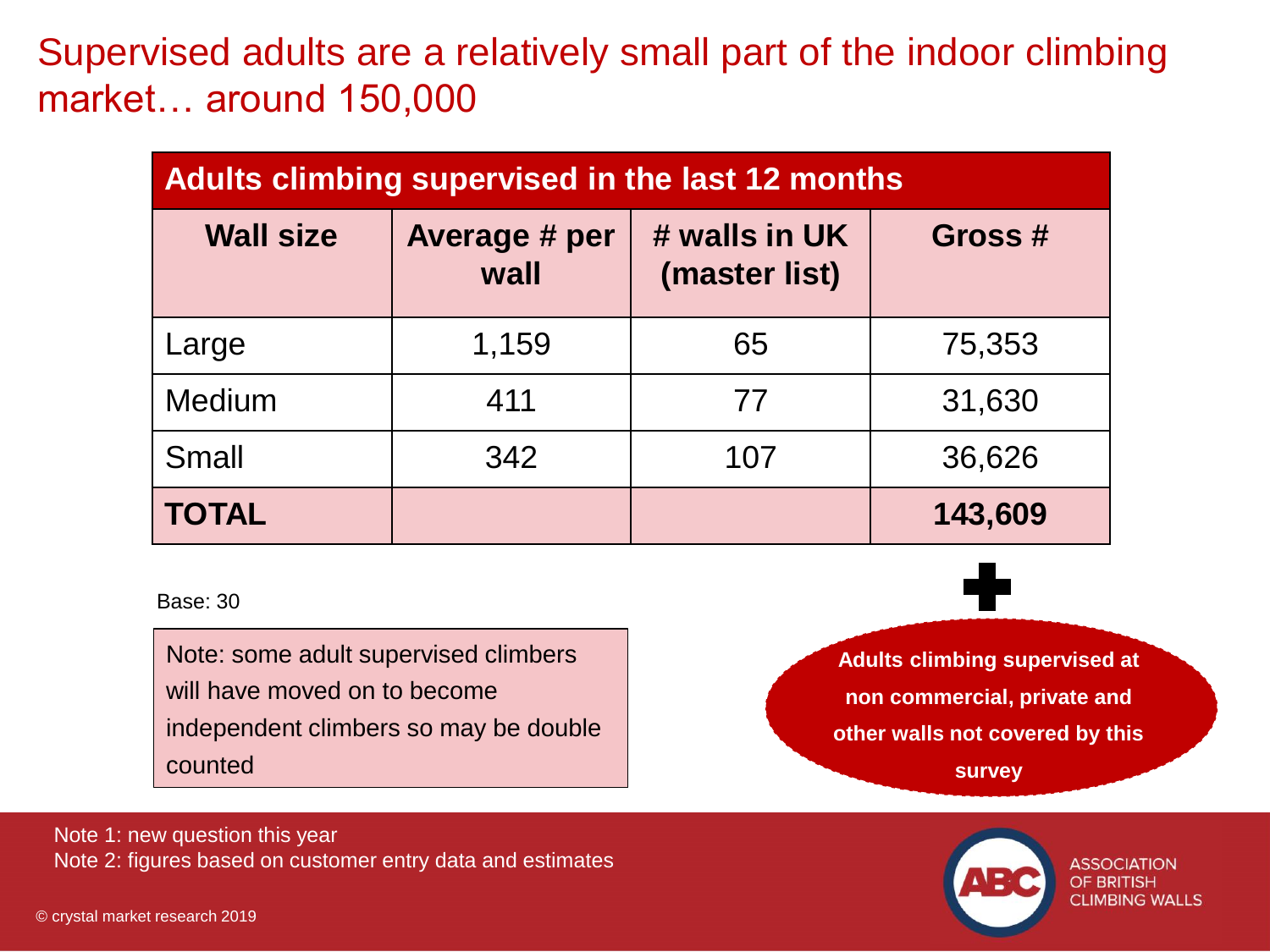# Supervised adults are a relatively small part of the indoor climbing market… around 150,000

| Adults climbing supervised in the last 12 months | | | |
|---|---|---|---|
| **Wall size** | **Average # per wall** | **# walls in UK (master list)** | **Gross #** |
| Large | 1,159 | 65 | 75,353 |
| Medium | 411 | 77 | 31,630 |
| Small | 342 | 107 | 36,626 |
| **TOTAL** | | | **143,609** |

Base: 30

Note: some adult supervised climbers will have moved on to become independent climbers so may be double counted

+

**Adults climbing supervised at non commercial, private and other walls not covered by this survey**

Note 1: new question this year
Note 2: figures based on customer entry data and estimates

© crystal market research 2019

ASSOCIATION OF BRITISH CLIMBING WALLS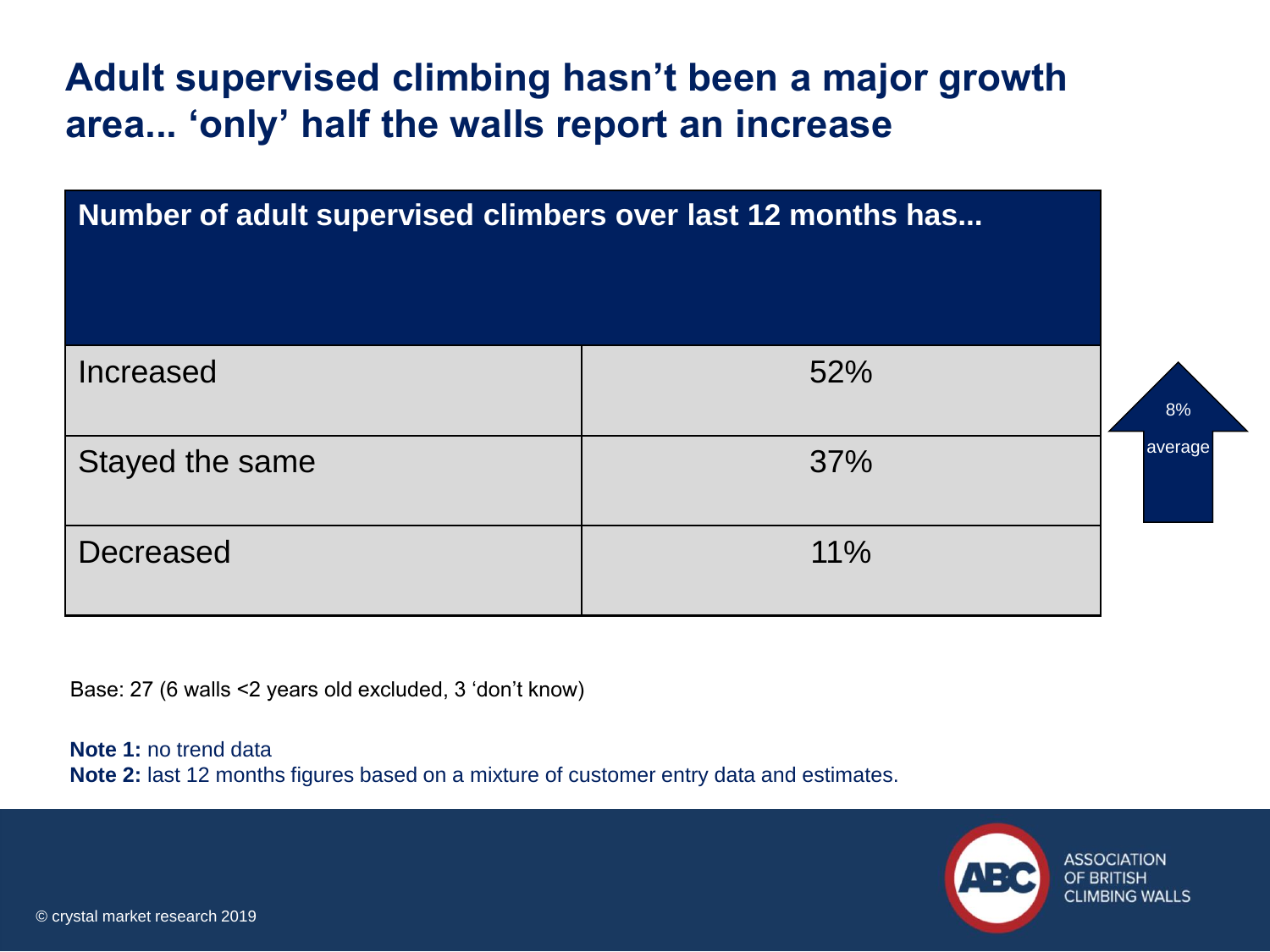# Adult supervised climbing hasn't been a major growth area... 'only' half the walls report an increase

| Number of adult supervised climbers over last 12 months has... | |
|---|---|
| Increased | 52% |
| Stayed the same | 37% |
| Decreased | 11% |

8% average

Base: 27 (6 walls <2 years old excluded, 3 'don't know)

**Note 1:** no trend data
**Note 2:** last 12 months figures based on a mixture of customer entry data and estimates.

© crystal market research 2019

ASSOCIATION OF BRITISH CLIMBING WALLS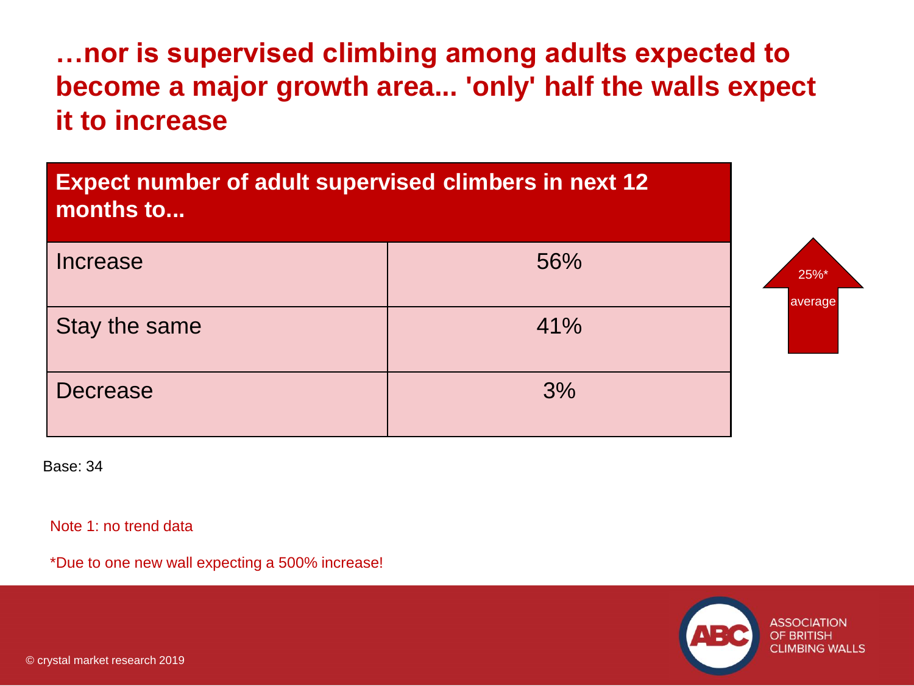# …nor is supervised climbing among adults expected to become a major growth area... 'only' half the walls expect it to increase

| Expect number of adult supervised climbers in next 12 months to... | |
|---|---|
| Increase | 56% |
| Stay the same | 41% |
| Decrease | 3% |

25%* average

Base: 34

Note 1: no trend data

*Due to one new wall expecting a 500% increase!

© crystal market research 2019

ASSOCIATION OF BRITISH CLIMBING WALLS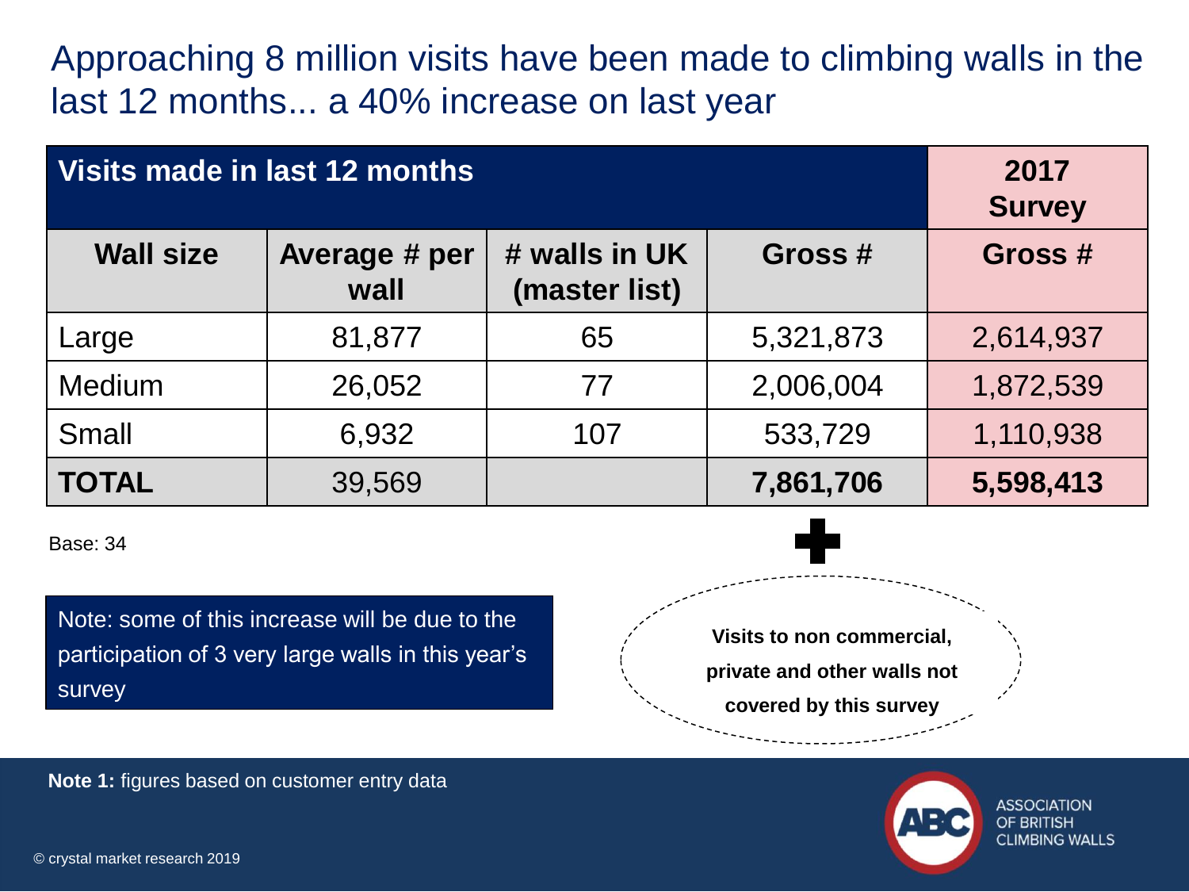# Approaching 8 million visits have been made to climbing walls in the last 12 months... a 40% increase on last year

| **Visits made in last 12 months** | | | | **2017 Survey** |
|---|---|---|---|---|
| **Wall size** | **Average # per wall** | **# walls in UK (master list)** | **Gross #** | **Gross #** |
| Large | 81,877 | 65 | 5,321,873 | 2,614,937 |
| Medium | 26,052 | 77 | 2,006,004 | 1,872,539 |
| Small | 6,932 | 107 | 533,729 | 1,110,938 |
| **TOTAL** | 39,569 | | **7,861,706** | **5,598,413** |

Base: 34

Note: some of this increase will be due to the participation of 3 very large walls in this year's survey

\+ **Visits to non commercial, private and other walls not covered by this survey**

**Note 1:** figures based on customer entry data

© crystal market research 2019

ASSOCIATION OF BRITISH CLIMBING WALLS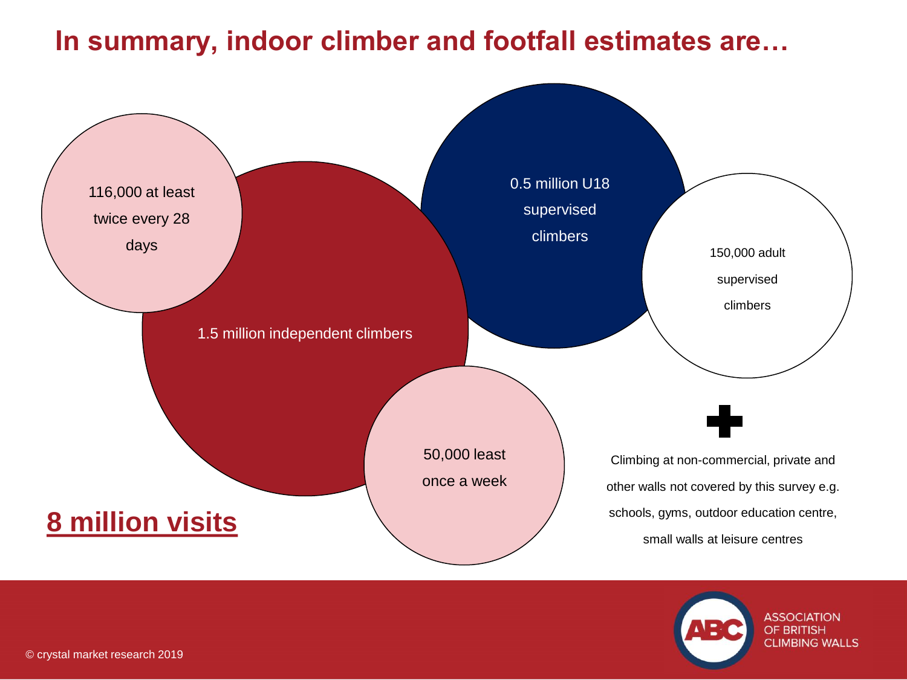# In summary, indoor climber and footfall estimates are…

116,000 at least twice every 28 days

1.5 million independent climbers

0.5 million U18 supervised climbers

150,000 adult supervised climbers

50,000 least once a week

+

Climbing at non-commercial, private and other walls not covered by this survey e.g. schools, gyms, outdoor education centre, small walls at leisure centres

**8 million visits**

© crystal market research 2019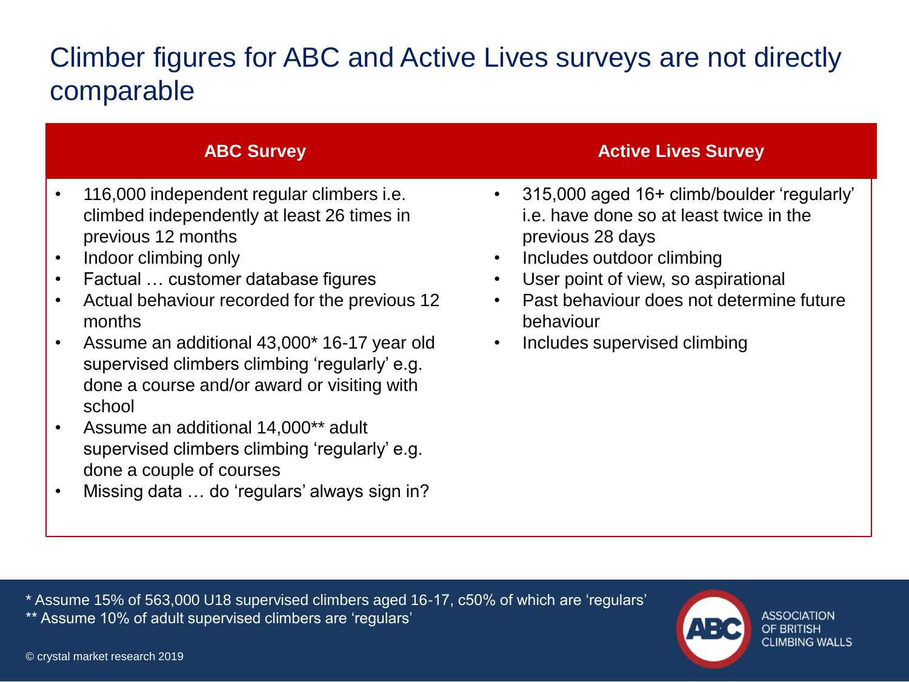# Climber figures for ABC and Active Lives surveys are not directly comparable

| ABC Survey | Active Lives Survey |
| --- | --- |
| • 116,000 independent regular climbers i.e. climbed independently at least 26 times in previous 12 months<br>• Indoor climbing only<br>• Factual … customer database figures<br>• Actual behaviour recorded for the previous 12 months<br>• Assume an additional 43,000* 16-17 year old supervised climbers climbing 'regularly' e.g. done a course and/or award or visiting with school<br>• Assume an additional 14,000** adult supervised climbers climbing 'regularly' e.g. done a couple of courses<br>• Missing data … do 'regulars' always sign in? | • 315,000 aged 16+ climb/boulder 'regularly' i.e. have done so at least twice in the previous 28 days<br>• Includes outdoor climbing<br>• User point of view, so aspirational<br>• Past behaviour does not determine future behaviour<br>• Includes supervised climbing |

\* Assume 15% of 563,000 U18 supervised climbers aged 16-17, c50% of which are 'regulars'

\** Assume 10% of adult supervised climbers are 'regulars'

© crystal market research 2019

ASSOCIATION OF BRITISH CLIMBING WALLS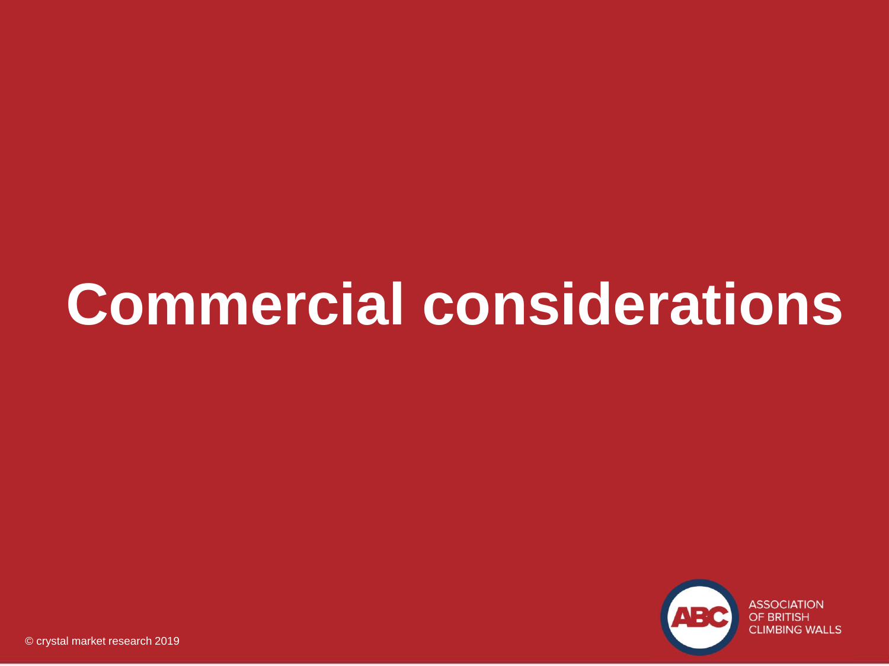# Commercial considerations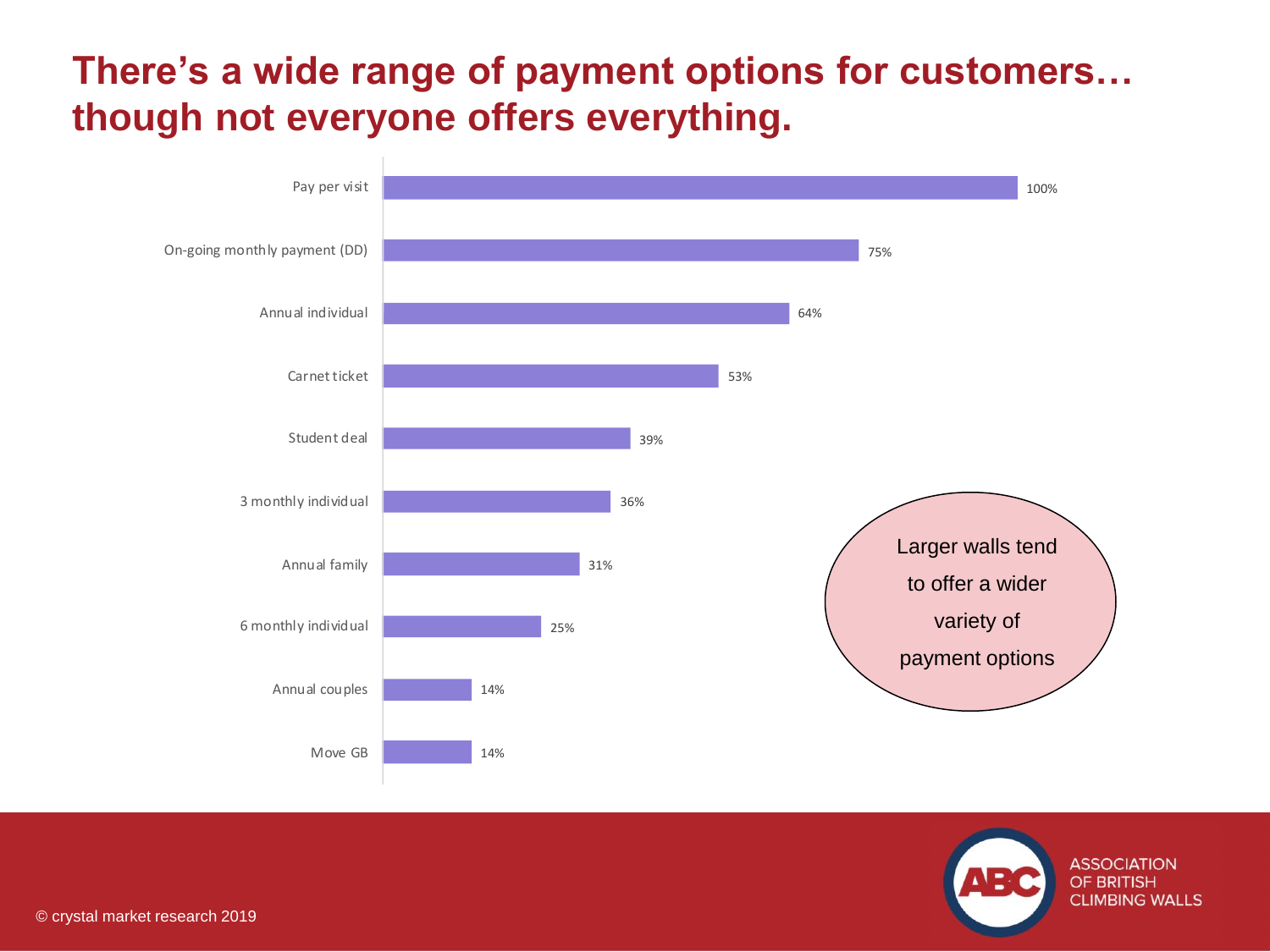# There's a wide range of payment options for customers… though not everyone offers everything.

| Payment option | % |
|---|---|
| Pay per visit | 100% |
| On-going monthly payment (DD) | 75% |
| Annual individual | 64% |
| Carnet ticket | 53% |
| Student deal | 39% |
| 3 monthly individual | 36% |
| Annual family | 31% |
| 6 monthly individual | 25% |
| Annual couples | 14% |
| Move GB | 14% |

Larger walls tend to offer a wider variety of payment options

© crystal market research 2019

ASSOCIATION OF BRITISH CLIMBING WALLS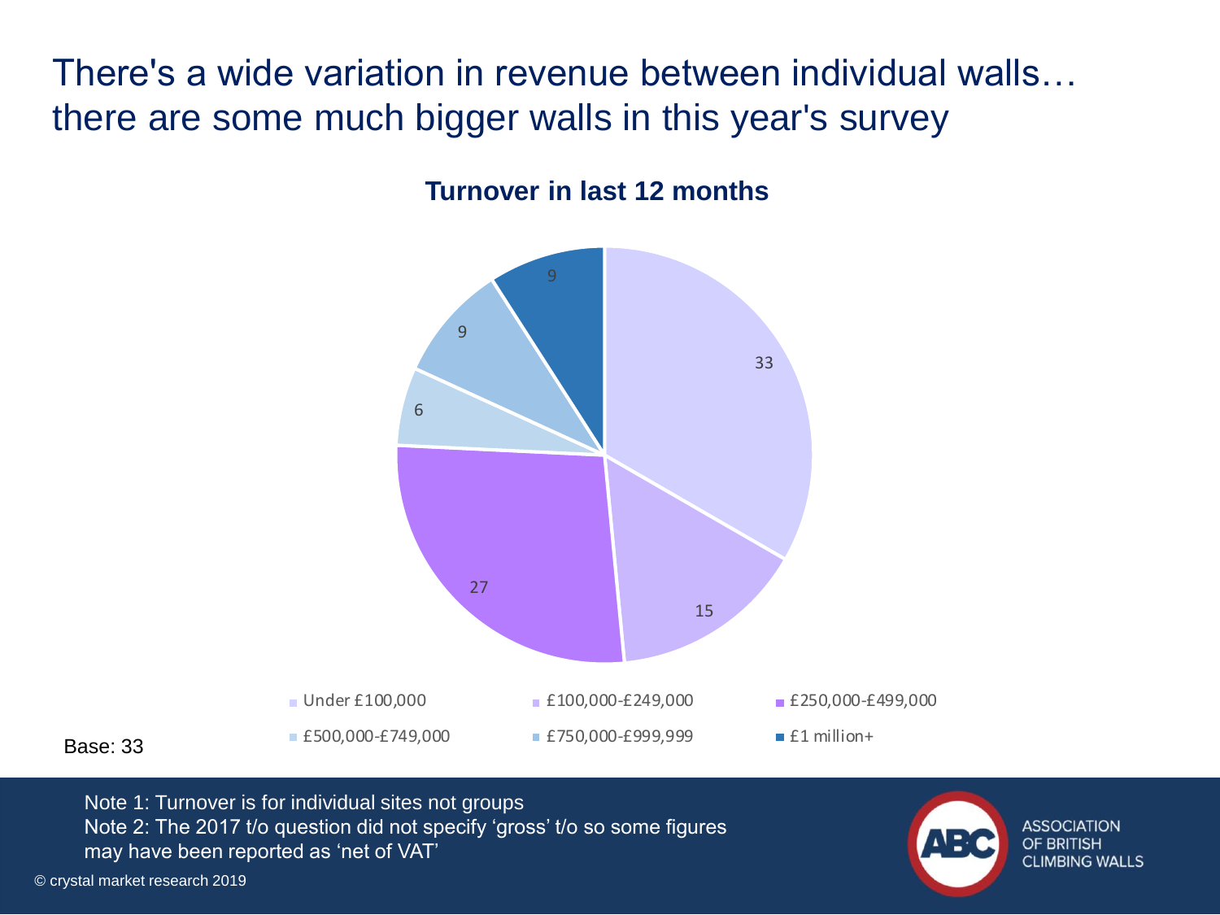# There's a wide variation in revenue between individual walls… there are some much bigger walls in this year's survey

**Turnover in last 12 months**

| Turnover | Value |
| --- | --- |
| Under £100,000 | 33 |
| £100,000-£249,000 | 15 |
| £250,000-£499,000 | 27 |
| £500,000-£749,000 | 6 |
| £750,000-£999,999 | 9 |
| £1 million+ | 9 |

Base: 33

Note 1: Turnover is for individual sites not groups
Note 2: The 2017 t/o question did not specify 'gross' t/o so some figures may have been reported as 'net of VAT'

© crystal market research 2019

ASSOCIATION OF BRITISH CLIMBING WALLS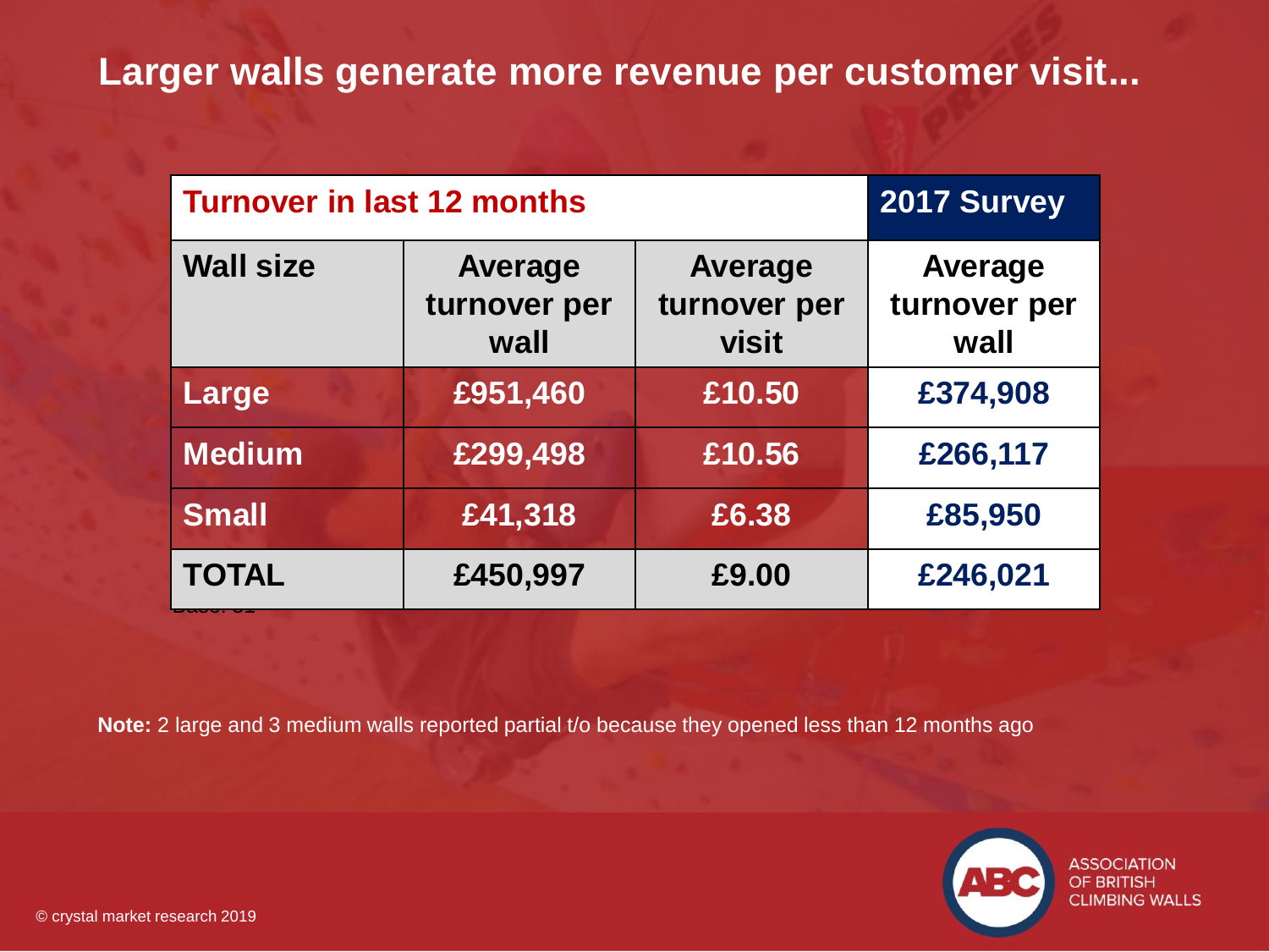# Larger walls generate more revenue per customer visit...

| Turnover in last 12 months | | | 2017 Survey |
|---|---|---|---|
| **Wall size** | **Average turnover per wall** | **Average turnover per visit** | **Average turnover per wall** |
| **Large** | £951,460 | £10.50 | £374,908 |
| **Medium** | £299,498 | £10.56 | £266,117 |
| **Small** | £41,318 | £6.38 | £85,950 |
| **TOTAL** | £450,997 | £9.00 | £246,021 |

Base: 31

**Note:** 2 large and 3 medium walls reported partial t/o because they opened less than 12 months ago

ASSOCIATION OF BRITISH CLIMBING WALLS

© crystal market research 2019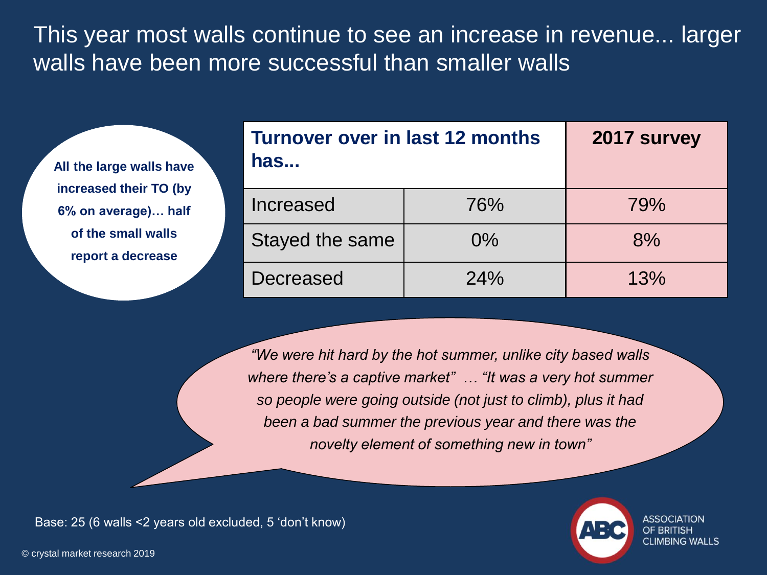# This year most walls continue to see an increase in revenue... larger walls have been more successful than smaller walls

**All the large walls have increased their TO (by 6% on average)… half of the small walls report a decrease**

| Turnover over in last 12 months has... | | 2017 survey |
|---|---|---|
| Increased | 76% | 79% |
| Stayed the same | 0% | 8% |
| Decreased | 24% | 13% |

*"We were hit hard by the hot summer, unlike city based walls where there's a captive market" … "It was a very hot summer so people were going outside (not just to climb), plus it had been a bad summer the previous year and there was the novelty element of something new in town"*

Base: 25 (6 walls <2 years old excluded, 5 'don't know)

© crystal market research 2019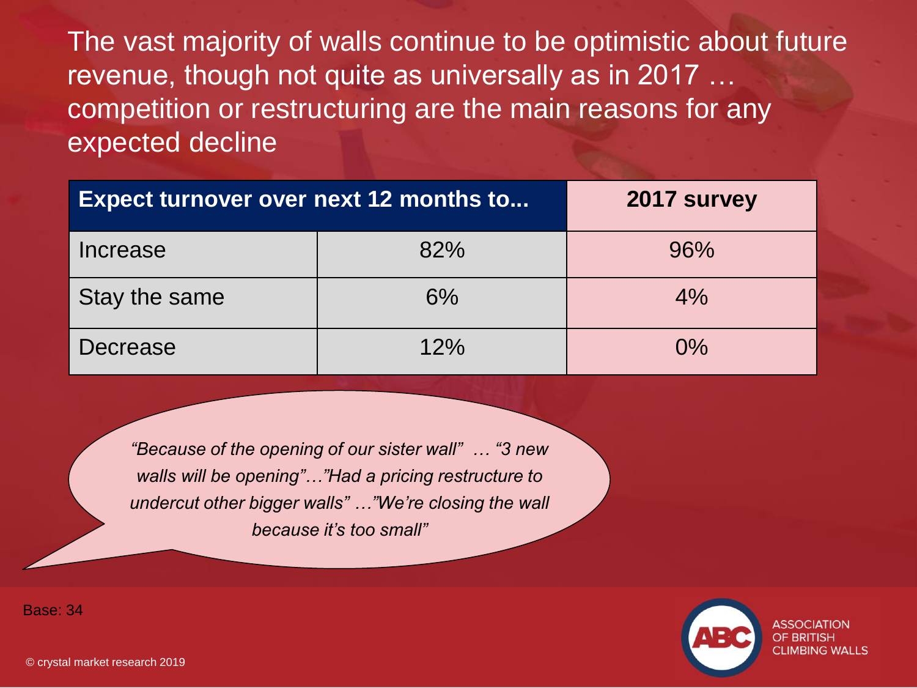# The vast majority of walls continue to be optimistic about future revenue, though not quite as universally as in 2017 … competition or restructuring are the main reasons for any expected decline

| Expect turnover over next 12 months to... | | 2017 survey |
|---|---|---|
| Increase | 82% | 96% |
| Stay the same | 6% | 4% |
| Decrease | 12% | 0% |

*"Because of the opening of our sister wall" … "3 new walls will be opening"…"Had a pricing restructure to undercut other bigger walls" …"We're closing the wall because it's too small"*

Base: 34

© crystal market research 2019

ASSOCIATION OF BRITISH CLIMBING WALLS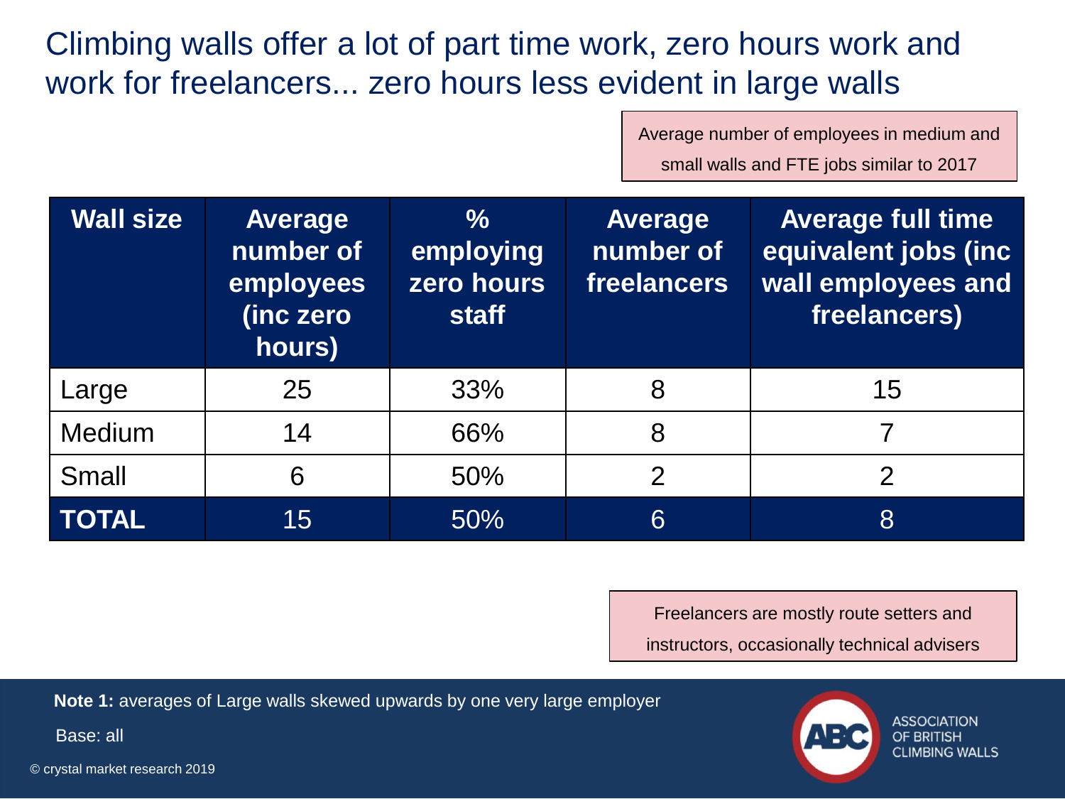# Climbing walls offer a lot of part time work, zero hours work and work for freelancers... zero hours less evident in large walls

Average number of employees in medium and small walls and FTE jobs similar to 2017

| Wall size | Average number of employees (inc zero hours) | % employing zero hours staff | Average number of freelancers | Average full time equivalent jobs (inc wall employees and freelancers) |
|---|---|---|---|---|
| Large | 25 | 33% | 8 | 15 |
| Medium | 14 | 66% | 8 | 7 |
| Small | 6 | 50% | 2 | 2 |
| **TOTAL** | 15 | 50% | 6 | 8 |

Freelancers are mostly route setters and instructors, occasionally technical advisers

**Note 1:** averages of Large walls skewed upwards by one very large employer

Base: all

© crystal market research 2019

ASSOCIATION OF BRITISH CLIMBING WALLS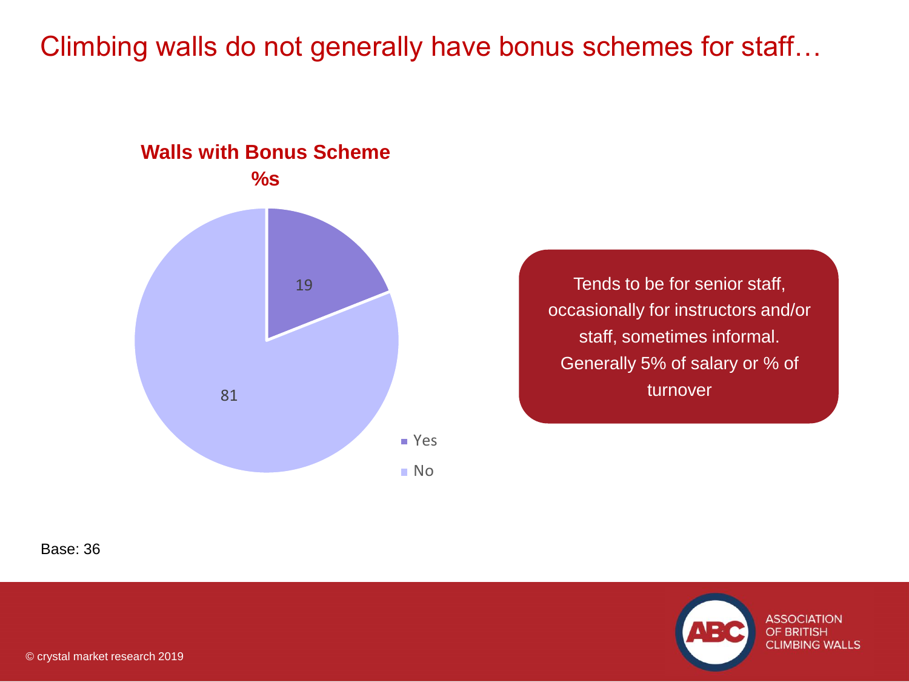# Climbing walls do not generally have bonus schemes for staff…

**Walls with Bonus Scheme %s**

| | % |
|---|---|
| Yes | 19 |
| No | 81 |

Tends to be for senior staff, occasionally for instructors and/or staff, sometimes informal. Generally 5% of salary or % of turnover

Base: 36

© crystal market research 2019

ASSOCIATION OF BRITISH CLIMBING WALLS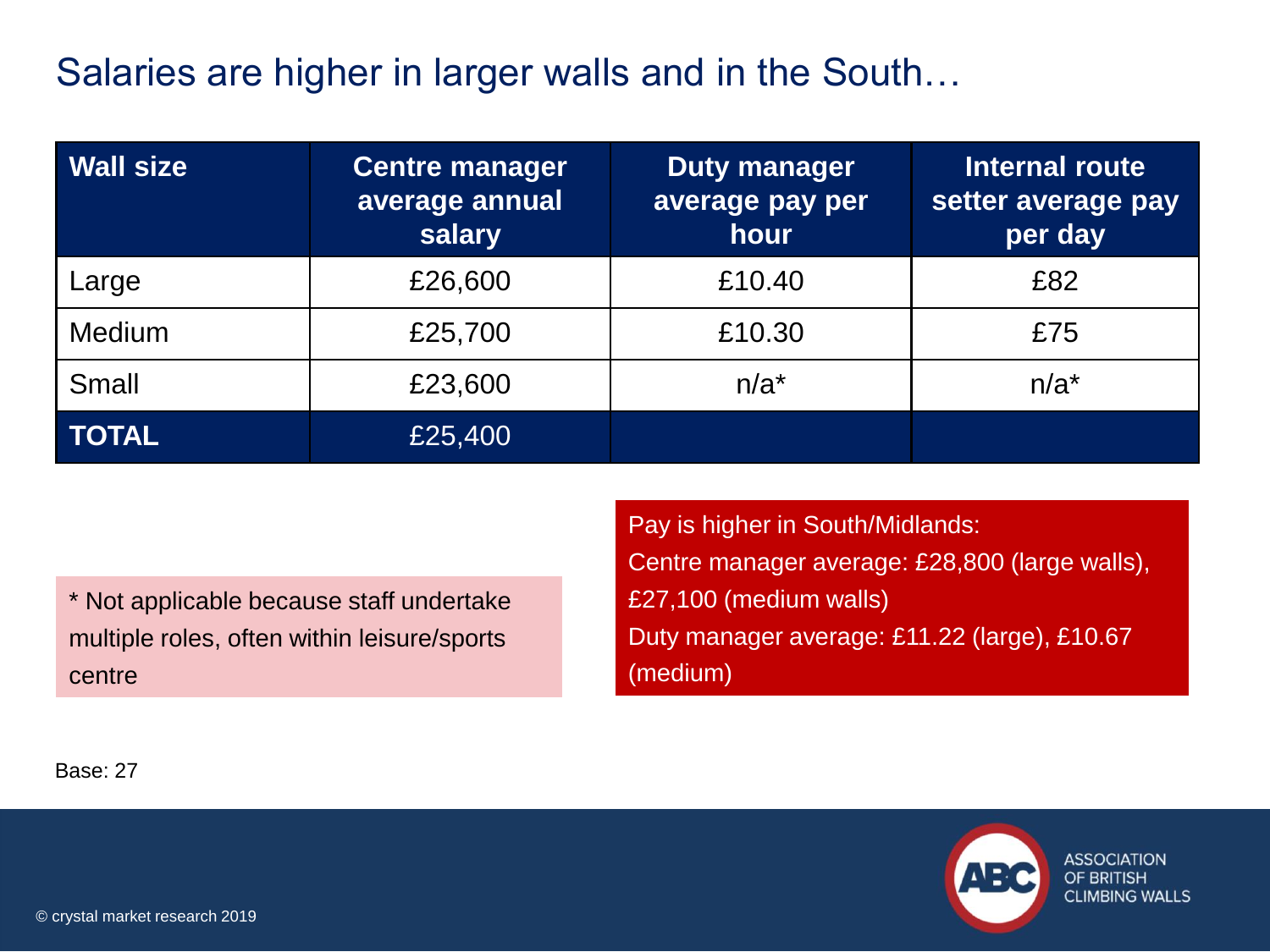# Salaries are higher in larger walls and in the South…

| Wall size | Centre manager average annual salary | Duty manager average pay per hour | Internal route setter average pay per day |
|---|---|---|---|
| Large | £26,600 | £10.40 | £82 |
| Medium | £25,700 | £10.30 | £75 |
| Small | £23,600 | n/a* | n/a* |
| **TOTAL** | £25,400 | | |

* Not applicable because staff undertake multiple roles, often within leisure/sports centre

Pay is higher in South/Midlands:
Centre manager average: £28,800 (large walls), £27,100 (medium walls)
Duty manager average: £11.22 (large), £10.67 (medium)

Base: 27

© crystal market research 2019

ASSOCIATION OF BRITISH CLIMBING WALLS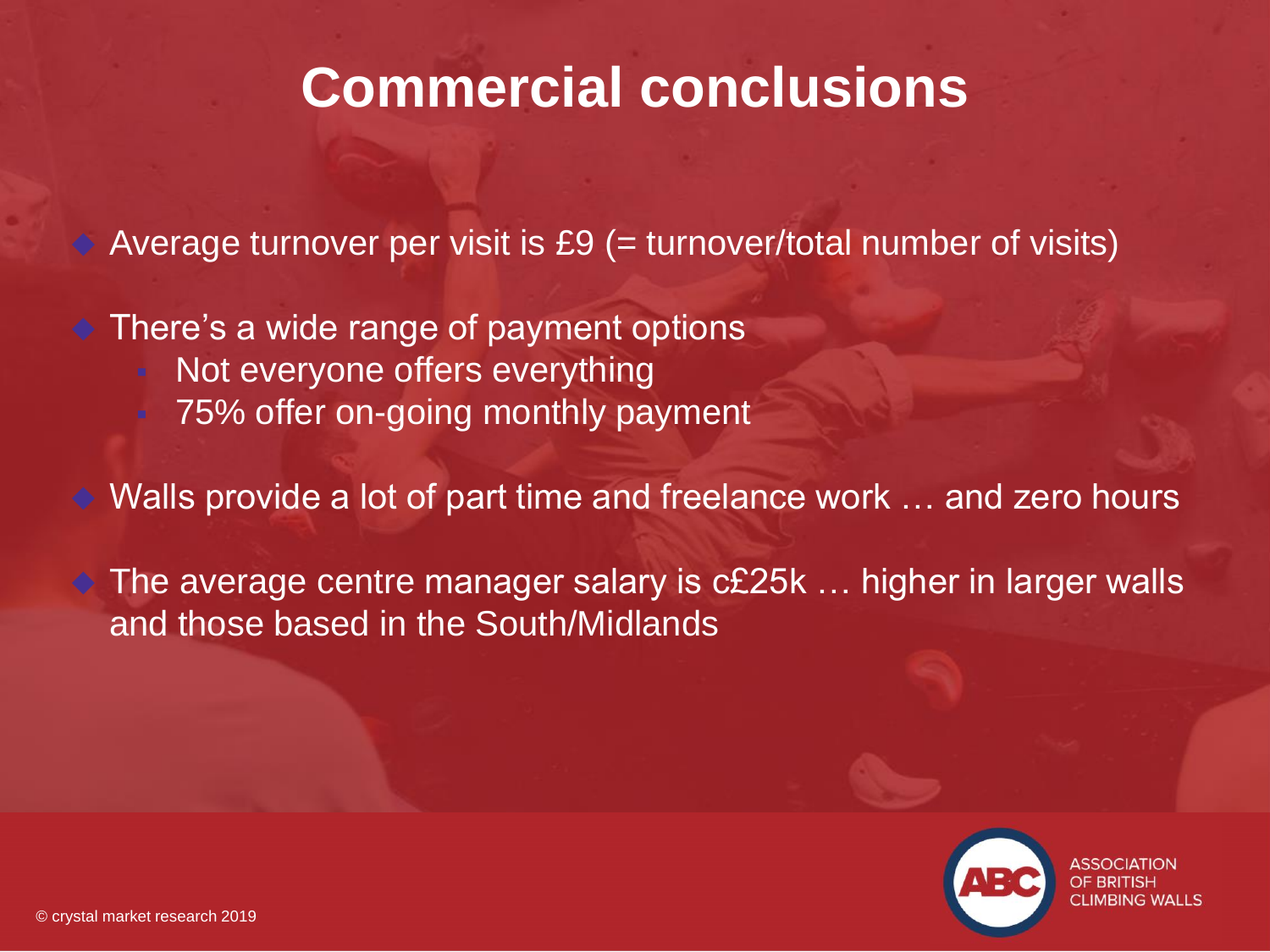# Commercial conclusions

- Average turnover per visit is £9 (= turnover/total number of visits)
- There's a wide range of payment options
  - Not everyone offers everything
  - 75% offer on-going monthly payment
- Walls provide a lot of part time and freelance work … and zero hours
- The average centre manager salary is c£25k … higher in larger walls and those based in the South/Midlands

© crystal market research 2019

ASSOCIATION OF BRITISH CLIMBING WALLS